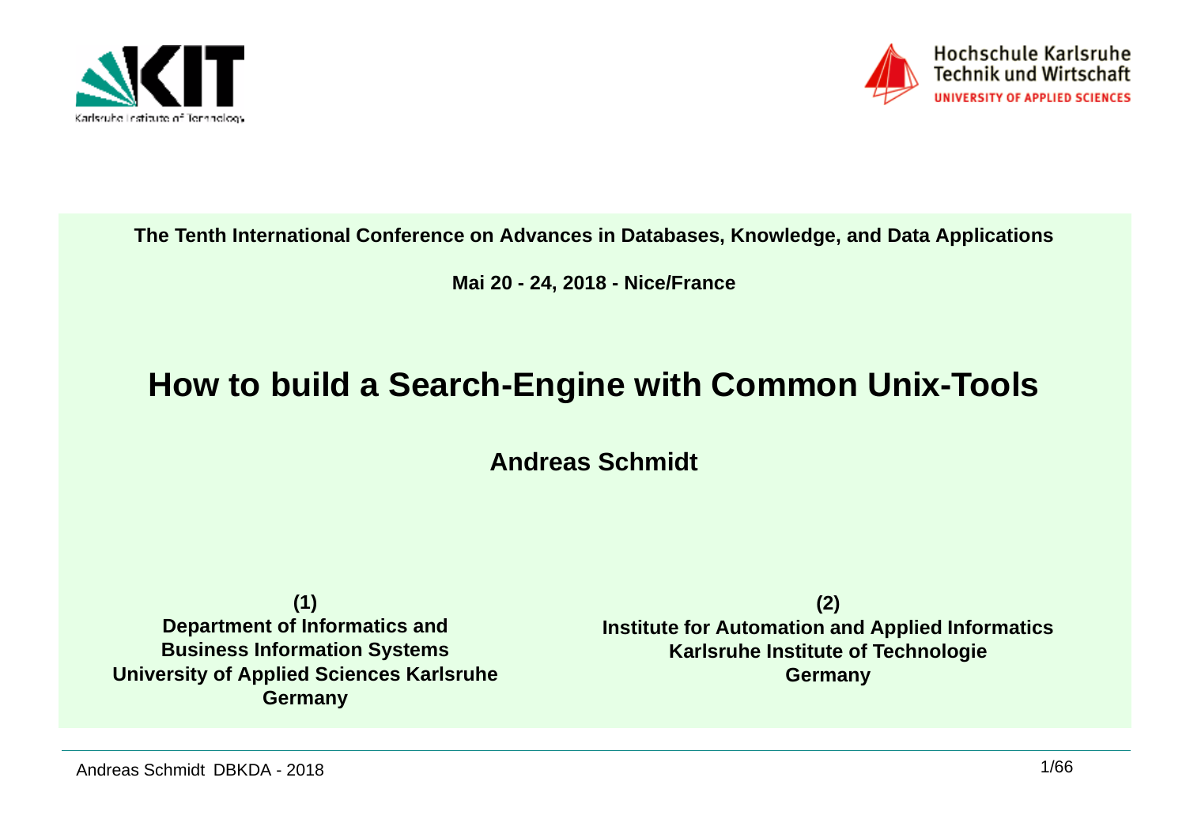The Tenth International Conference on Advances in Databases, Knowledge, and Data Applications

Mai 20 - 24, 2018 - Nice/France

# How to build a Search-Engine with Common Unix-Tools

**Andreas Schmidt**

**(1)**
**Department of Informatics and Business Information Systems**
**University of Applied Sciences Karlsruhe**
**Germany**

**(2)**
**Institute for Automation and Applied Informatics**
**Karlsruhe Institute of Technologie**
**Germany**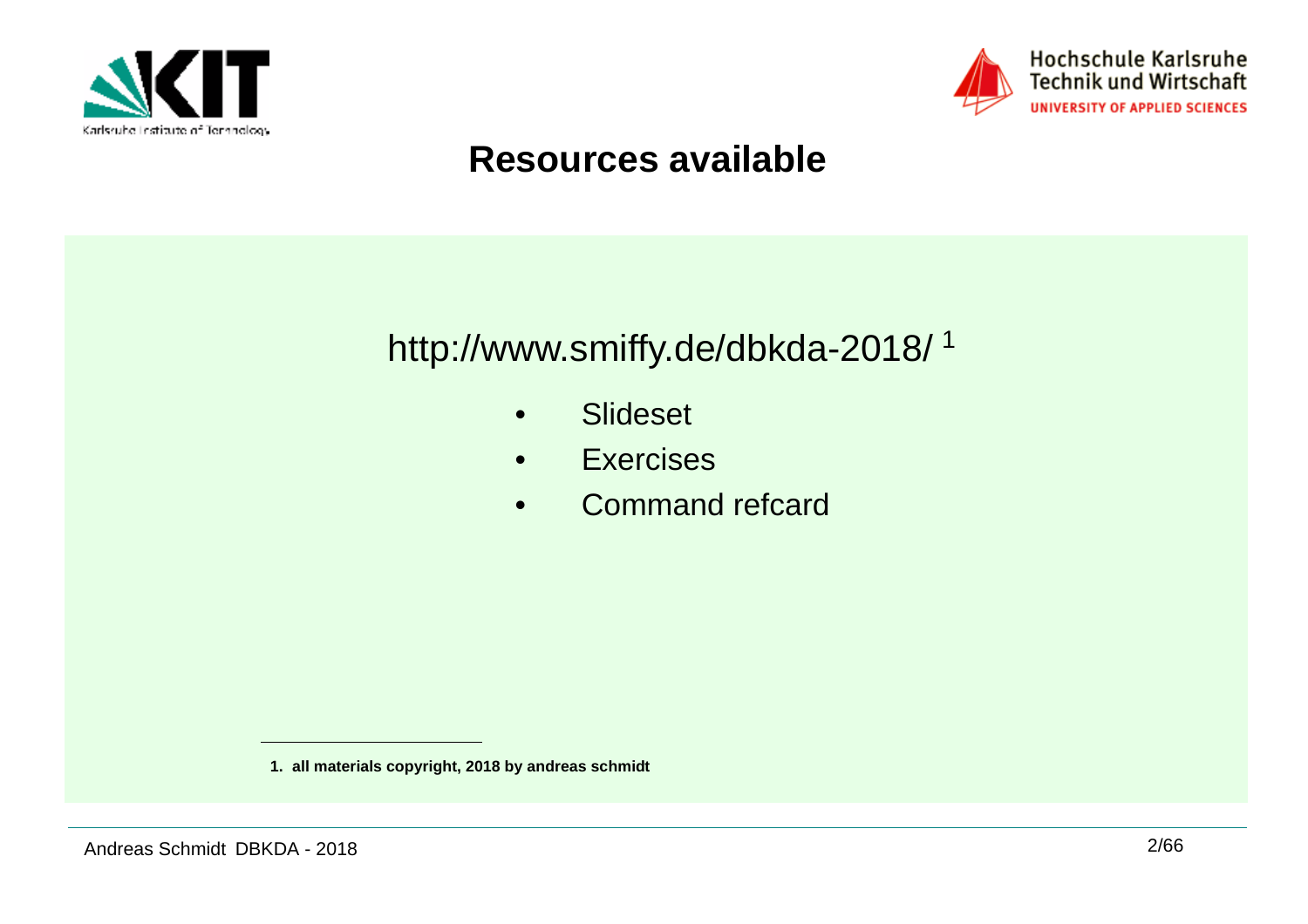# Resources available

http://www.smiffy.de/dbkda-2018/ [1]

- Slideset
- Exercises
- Command refcard

1. **all materials copyright, 2018 by andreas schmidt**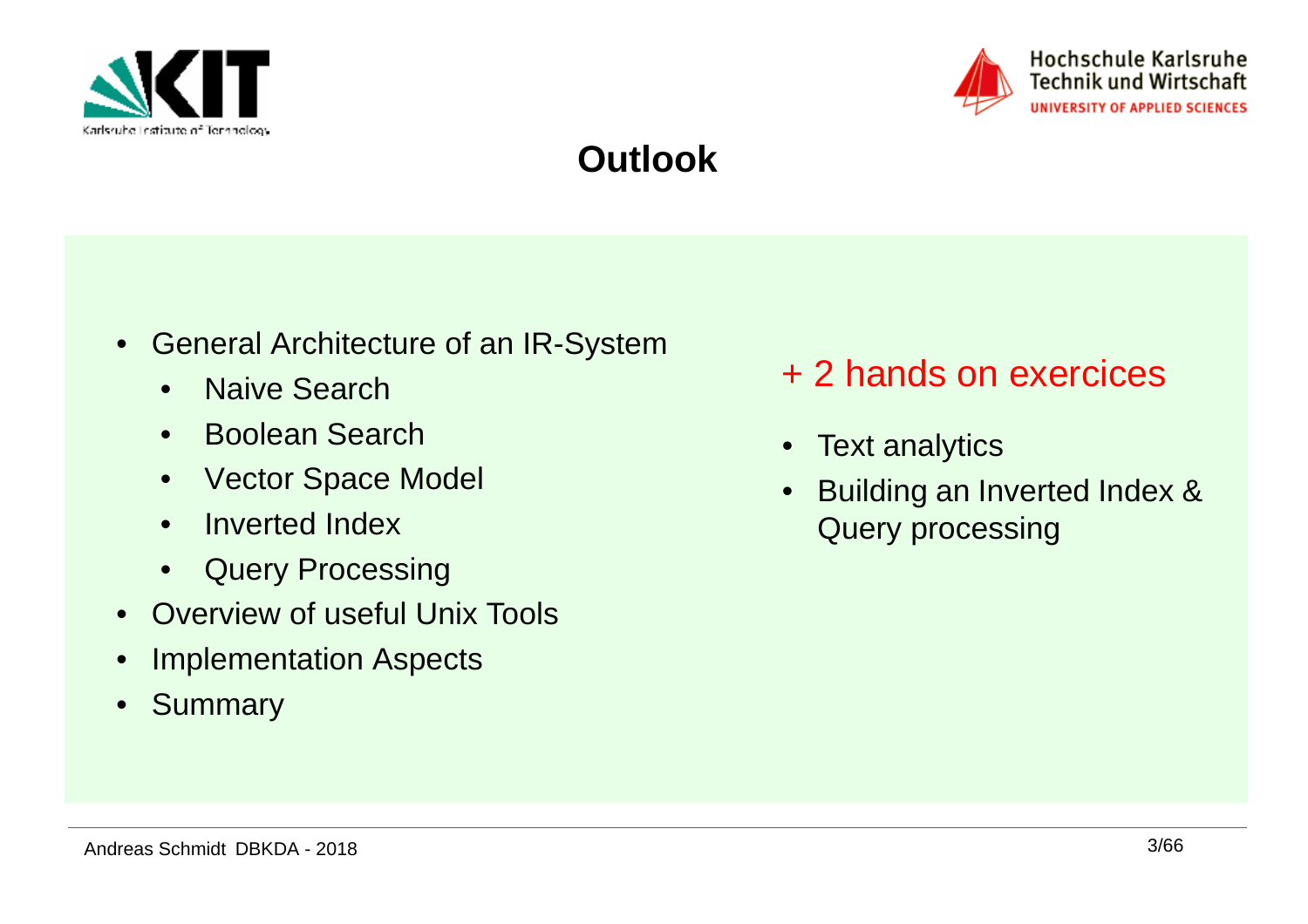# Outlook

- General Architecture of an IR-System
    - Naive Search
    - Boolean Search
    - Vector Space Model
    - Inverted Index
    - Query Processing
- Overview of useful Unix Tools
- Implementation Aspects
- Summary

+ 2 hands on exercices

- Text analytics
- Building an Inverted Index & Query processing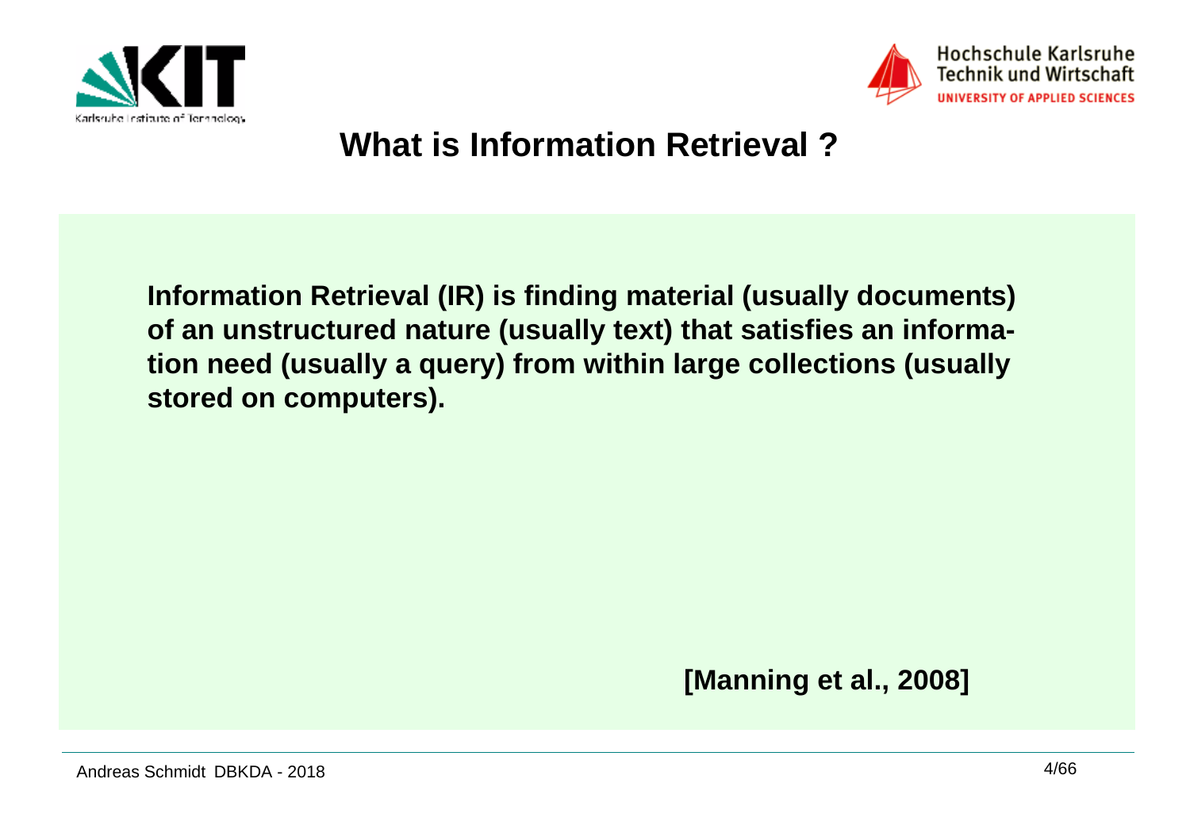# What is Information Retrieval ?

**Information Retrieval (IR) is finding material (usually documents) of an unstructured nature (usually text) that satisfies an information need (usually a query) from within large collections (usually stored on computers).**

**[Manning et al., 2008]**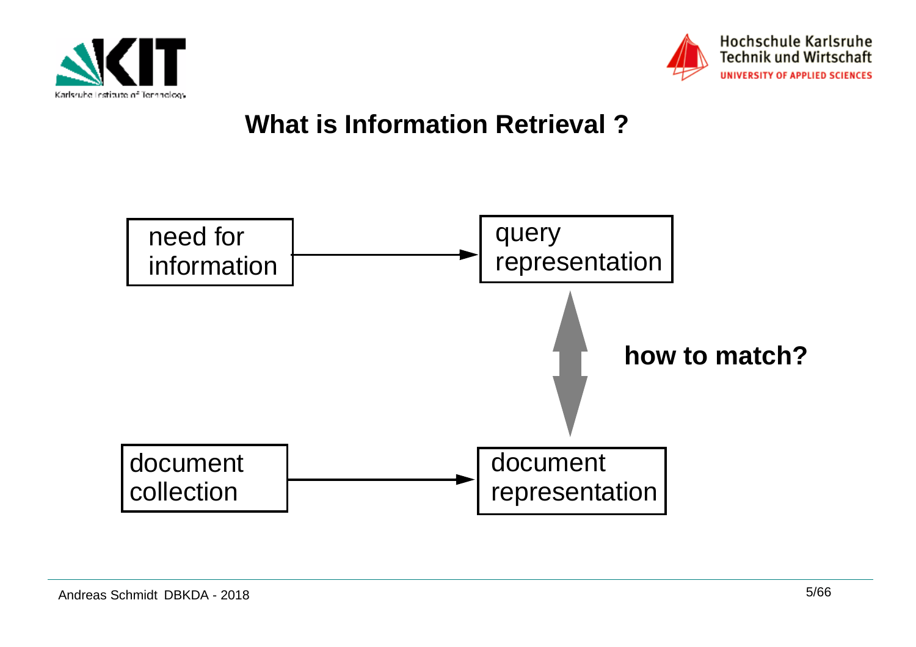# What is Information Retrieval ?

need for information → query representation

document collection → document representation

**how to match?**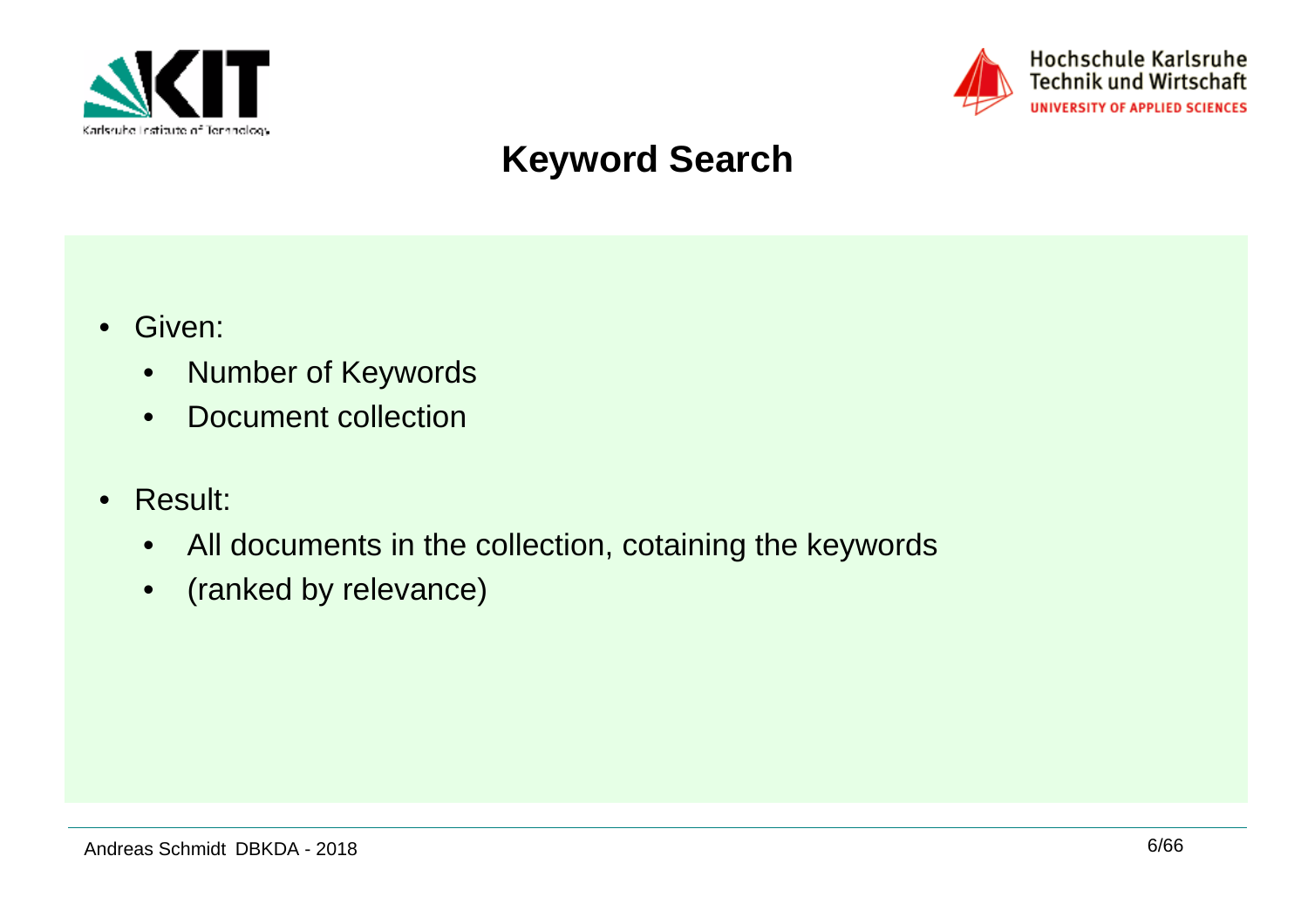# Keyword Search

- Given:
  - Number of Keywords
  - Document collection
- Result:
  - All documents in the collection, cotaining the keywords
  - (ranked by relevance)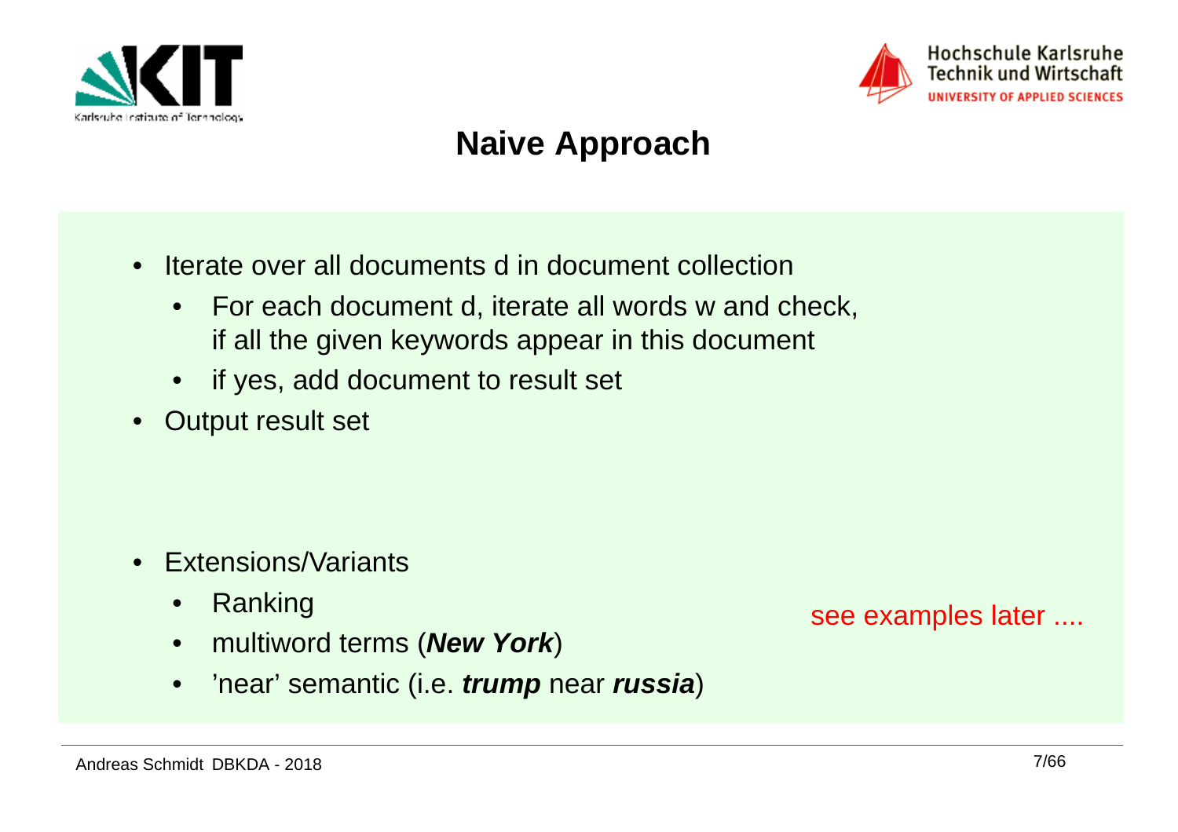# Naive Approach

- Iterate over all documents d in document collection
  - For each document d, iterate all words w and check, if all the given keywords appear in this document
  - if yes, add document to result set
- Output result set

- Extensions/Variants
  - Ranking
  - multiword terms (***New York***)
  - 'near' semantic (i.e. ***trump*** near ***russia***)

see examples later ....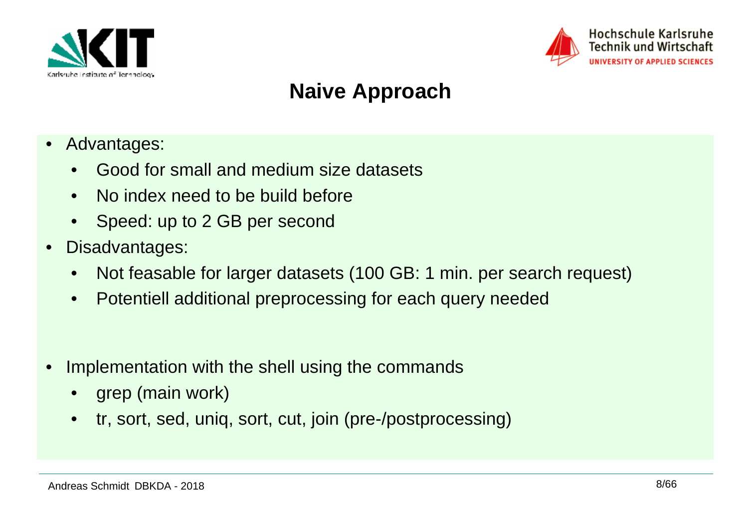# Naive Approach

- Advantages:
  - Good for small and medium size datasets
  - No index need to be build before
  - Speed: up to 2 GB per second
- Disadvantages:
  - Not feasable for larger datasets (100 GB: 1 min. per search request)
  - Potentiell additional preprocessing for each query needed

- Implementation with the shell using the commands
  - grep (main work)
  - tr, sort, sed, uniq, sort, cut, join (pre-/postprocessing)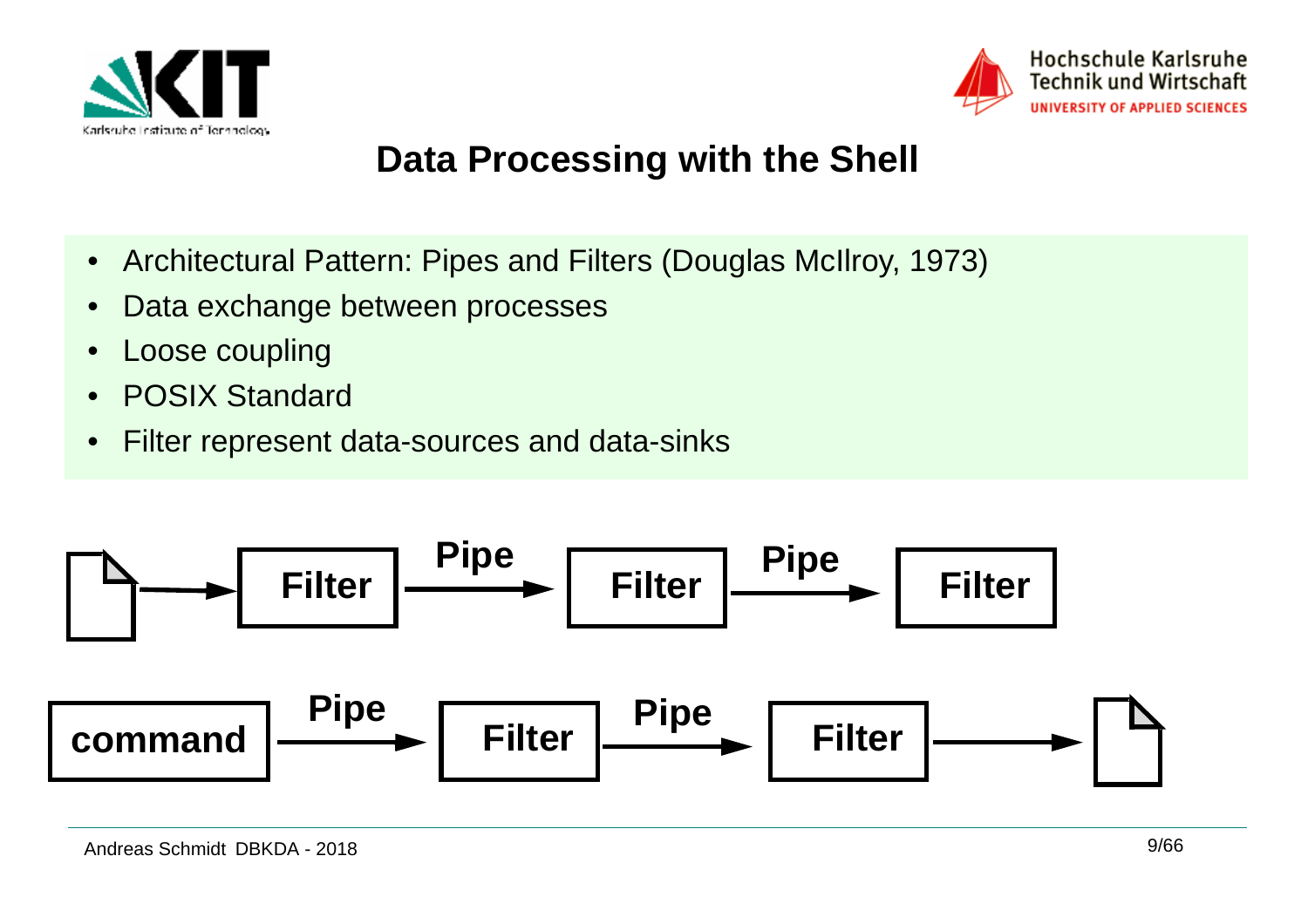# Data Processing with the Shell

- Architectural Pattern: Pipes and Filters (Douglas McIlroy, 1973)
- Data exchange between processes
- Loose coupling
- POSIX Standard
- Filter represent data-sources and data-sinks

Filter → Pipe → Filter → Pipe → Filter

command → Pipe → Filter → Pipe → Filter →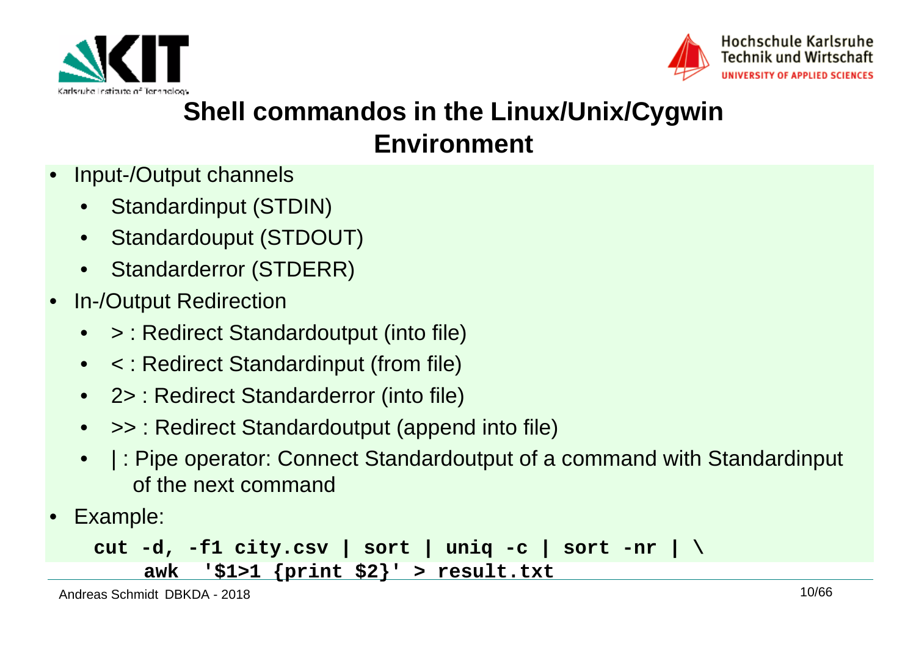# Shell commandos in the Linux/Unix/Cygwin Environment

- Input-/Output channels
  - Standardinput (STDIN)
  - Standardouput (STDOUT)
  - Standarderror (STDERR)
- In-/Output Redirection
  - > : Redirect Standardoutput (into file)
  - < : Redirect Standardinput (from file)
  - 2> : Redirect Standarderror (into file)
  - >> : Redirect Standardoutput (append into file)
  - | : Pipe operator: Connect Standardoutput of a command with Standardinput of the next command
- Example:

```
cut -d, -f1 city.csv | sort | uniq -c | sort -nr | \
    awk  '$1>1 {print $2}' > result.txt
```

Andreas Schmidt DBKDA - 2018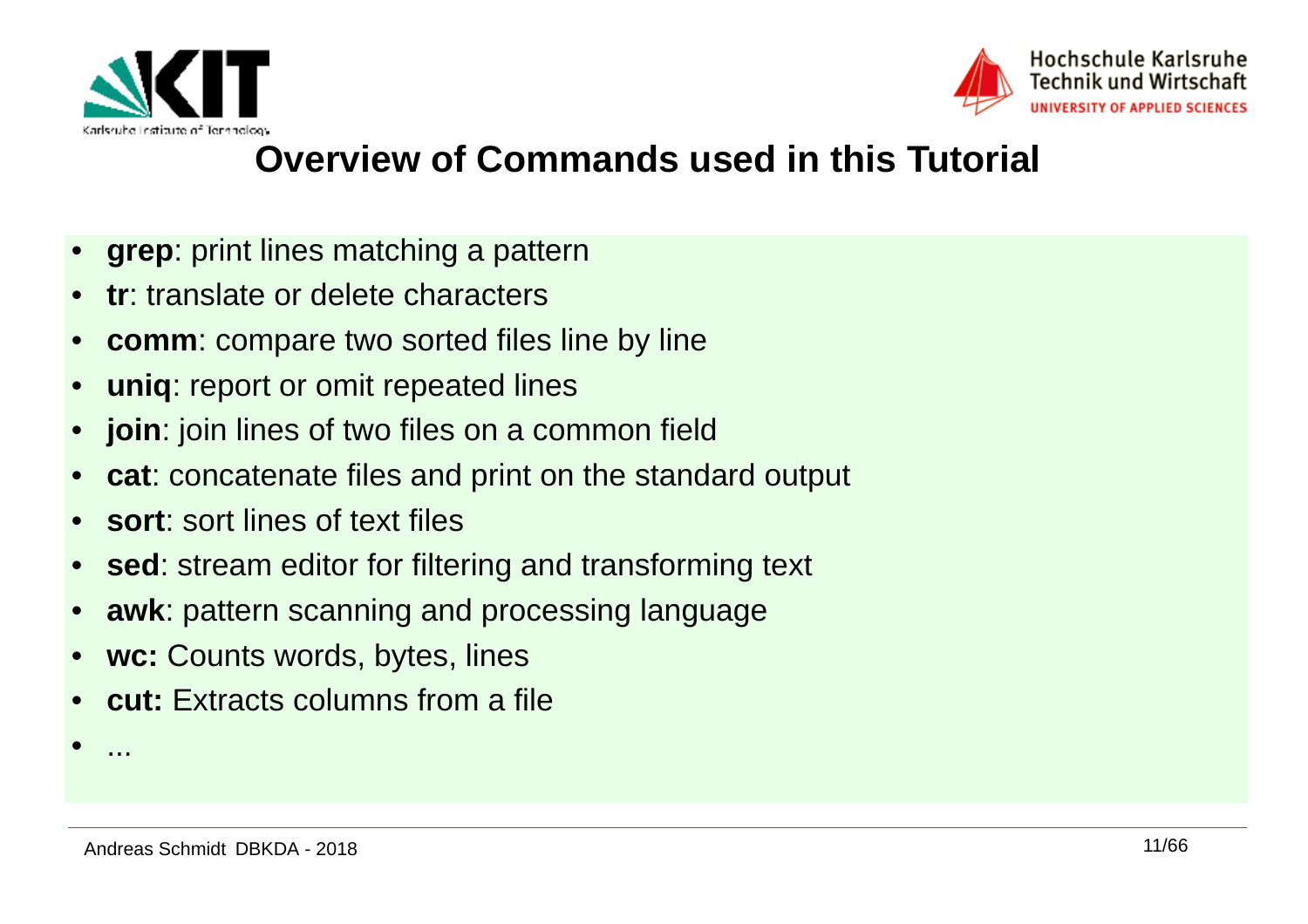# Overview of Commands used in this Tutorial

- **grep**: print lines matching a pattern
- **tr**: translate or delete characters
- **comm**: compare two sorted files line by line
- **uniq**: report or omit repeated lines
- **join**: join lines of two files on a common field
- **cat**: concatenate files and print on the standard output
- **sort**: sort lines of text files
- **sed**: stream editor for filtering and transforming text
- **awk**: pattern scanning and processing language
- **wc:** Counts words, bytes, lines
- **cut:** Extracts columns from a file
- ...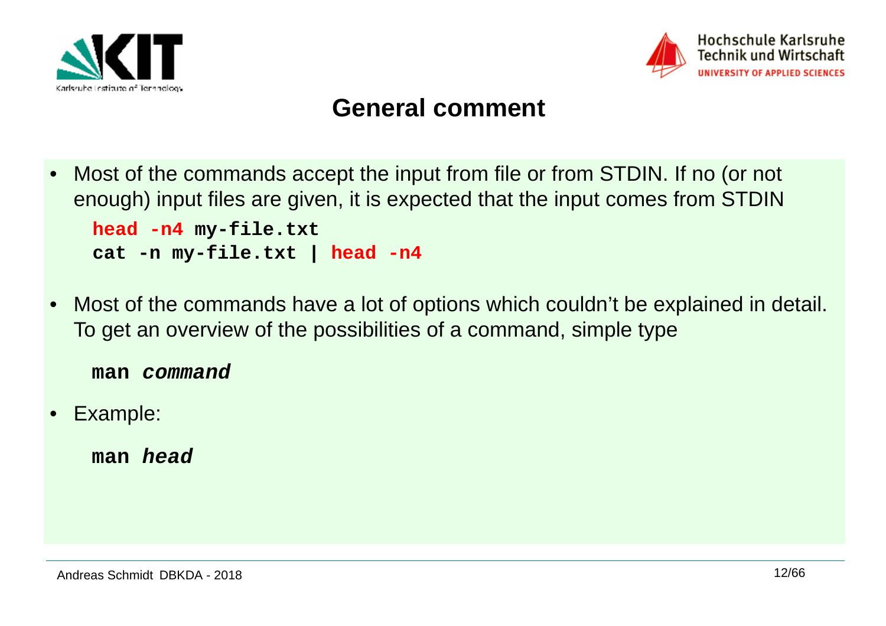# General comment

- Most of the commands accept the input from file or from STDIN. If no (or not enough) input files are given, it is expected that the input comes from STDIN

```
head -n4 my-file.txt
cat -n my-file.txt | head -n4
```

- Most of the commands have a lot of options which couldn't be explained in detail. To get an overview of the possibilities of a command, simple type

```
man command
```

- Example:

```
man head
```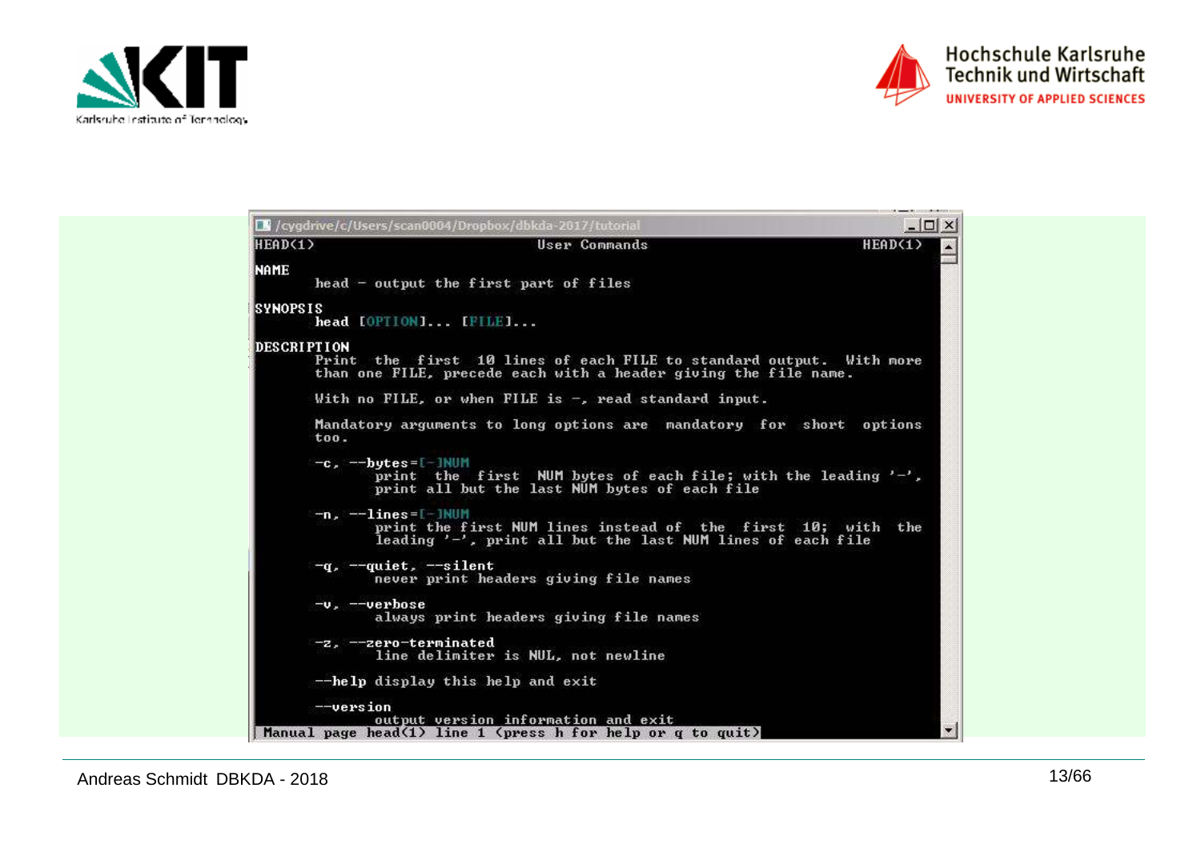```
/cygdrive/c/Users/scan0004/Dropbox/dbkda-2017/tutorial
HEAD(1)                          User Commands                          HEAD(1)

NAME
       head - output the first part of files

SYNOPSIS
       head [OPTION]... [FILE]...

DESCRIPTION
       Print  the  first  10 lines of each FILE to standard output.  With more
       than one FILE, precede each with a header giving the file name.

       With no FILE, or when FILE is -, read standard input.

       Mandatory arguments to long options are  mandatory  for  short  options
       too.

       -c, --bytes=[-]NUM
              print  the  first  NUM bytes of each file; with the leading '-',
              print all but the last NUM bytes of each file

       -n, --lines=[-]NUM
              print the first NUM lines instead of  the  first  10;  with  the
              leading '-', print all but the last NUM lines of each file

       -q, --quiet, --silent
              never print headers giving file names

       -v, --verbose
              always print headers giving file names

       -z, --zero-terminated
              line delimiter is NUL, not newline

       --help display this help and exit

       --version
              output version information and exit
 Manual page head(1) line 1 (press h for help or q to quit)
```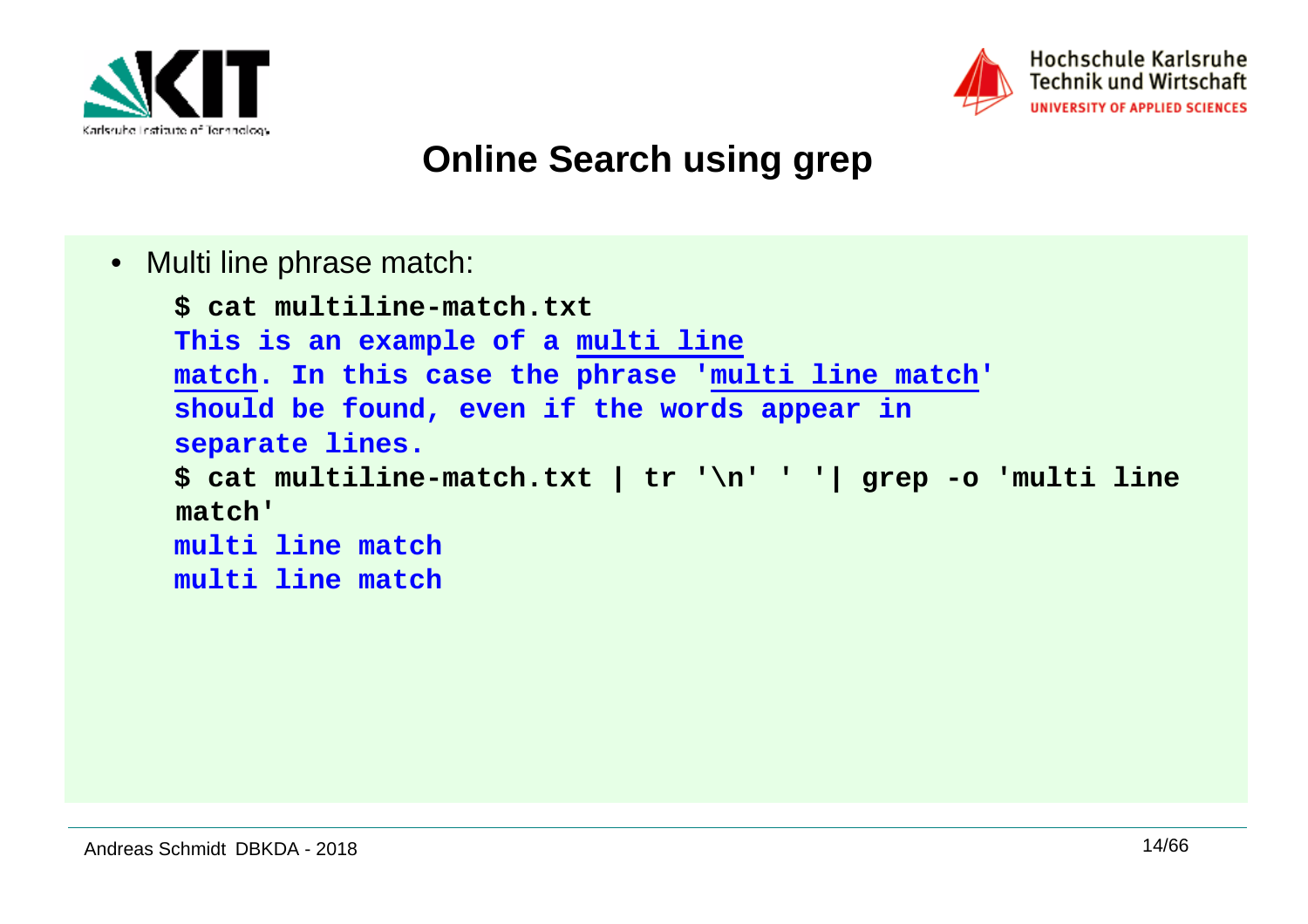# Online Search using grep

- Multi line phrase match:

```
$ cat multiline-match.txt
This is an example of a multi line
match. In this case the phrase 'multi line match'
should be found, even if the words appear in
separate lines.
$ cat multiline-match.txt | tr '\n' ' '| grep -o 'multi line
match'
multi line match
multi line match
```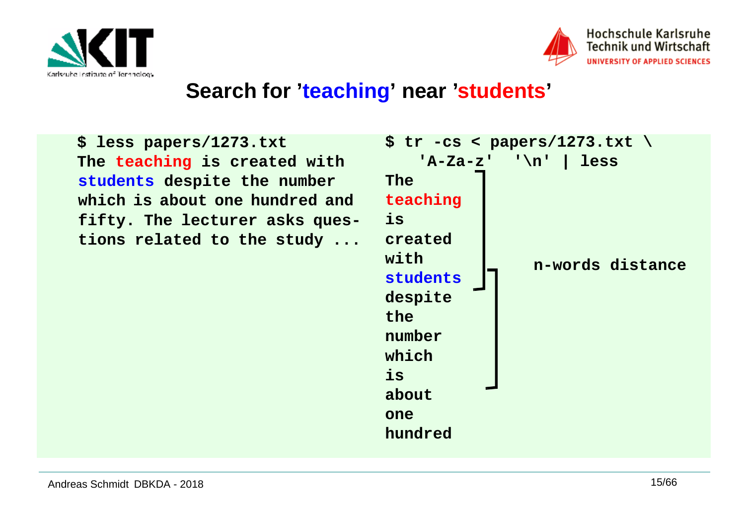# Search for 'teaching' near 'students'

```
$ less papers/1273.txt
The teaching is created with
students despite the number
which is about one hundred and
fifty. The lecturer asks ques-
tions related to the study ...
```

```
$ tr -cs < papers/1273.txt \
   'A-Za-z'  '\n' | less
The
teaching
is
created
with
students
despite
the
number
which
is
about
one
hundred
```

n-words distance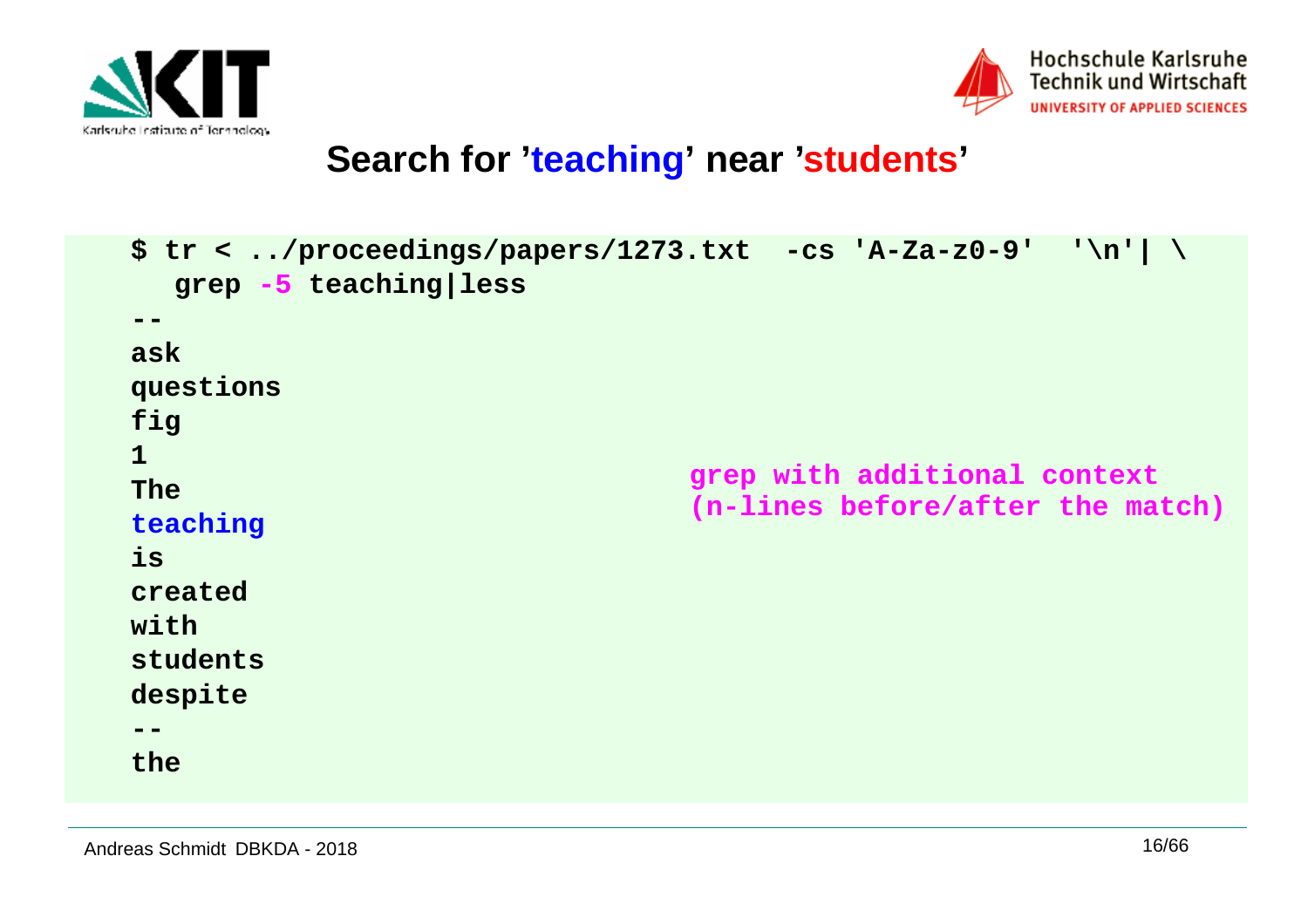## Search for 'teaching' near 'students'

```
$ tr < ../proceedings/papers/1273.txt  -cs 'A-Za-z0-9'  '\n'| \
   grep -5 teaching|less
--
ask
questions
fig
1
The
teaching
is
created
with
students
despite
--
the
```

grep with additional context (n-lines before/after the match)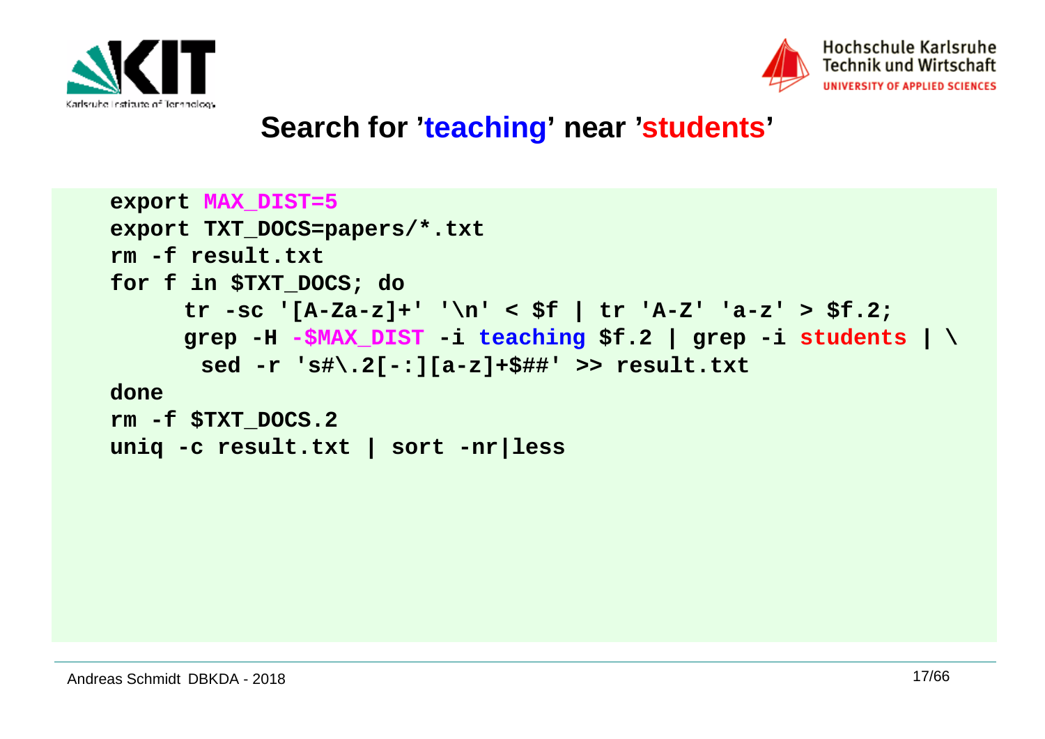# Search for 'teaching' near 'students'

```
export MAX_DIST=5
export TXT_DOCS=papers/*.txt
rm -f result.txt
for f in $TXT_DOCS; do
     tr -sc '[A-Za-z]+' '\n' < $f | tr 'A-Z' 'a-z' > $f.2;
     grep -H -$MAX_DIST -i teaching $f.2 | grep -i students | \
      sed -r 's#\.2[-:][a-z]+$##' >> result.txt
done
rm -f $TXT_DOCS.2
uniq -c result.txt | sort -nr|less
```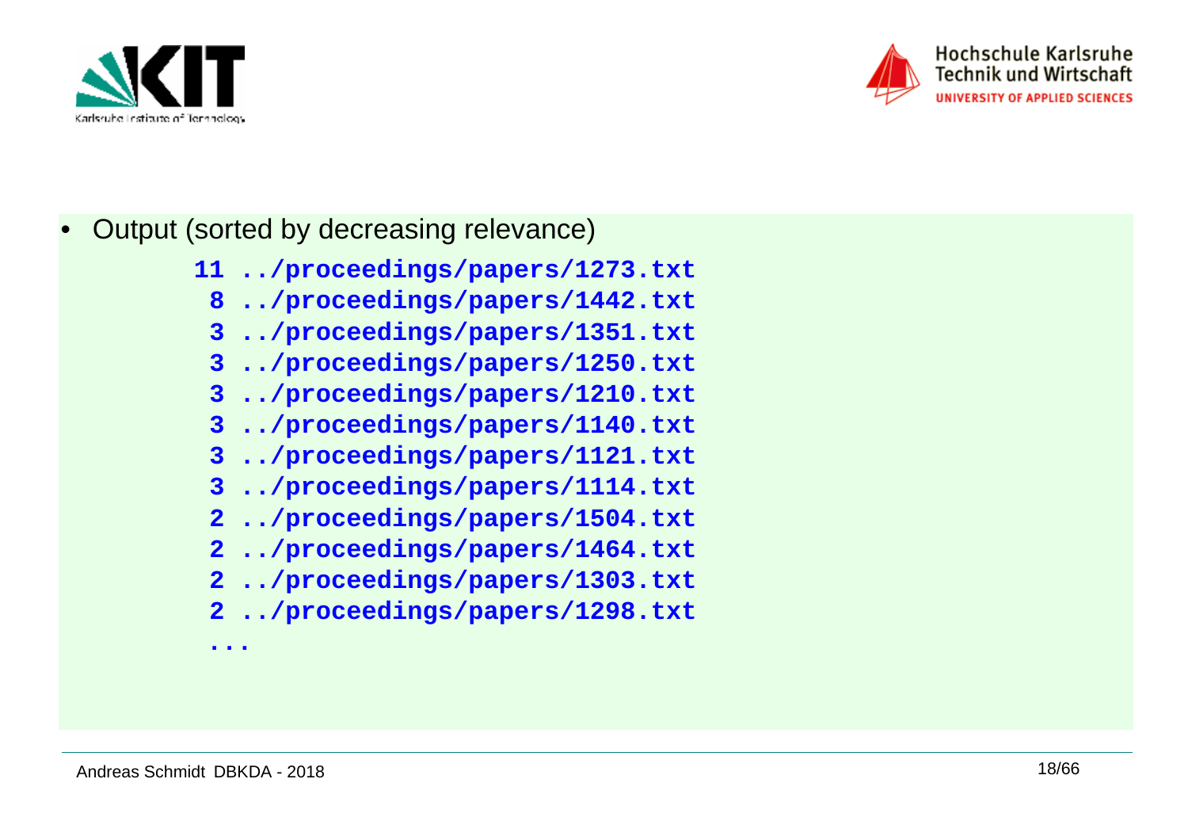- Output (sorted by decreasing relevance)

```
11 ../proceedings/papers/1273.txt
 8 ../proceedings/papers/1442.txt
 3 ../proceedings/papers/1351.txt
 3 ../proceedings/papers/1250.txt
 3 ../proceedings/papers/1210.txt
 3 ../proceedings/papers/1140.txt
 3 ../proceedings/papers/1121.txt
 3 ../proceedings/papers/1114.txt
 2 ../proceedings/papers/1504.txt
 2 ../proceedings/papers/1464.txt
 2 ../proceedings/papers/1303.txt
 2 ../proceedings/papers/1298.txt
 ...
```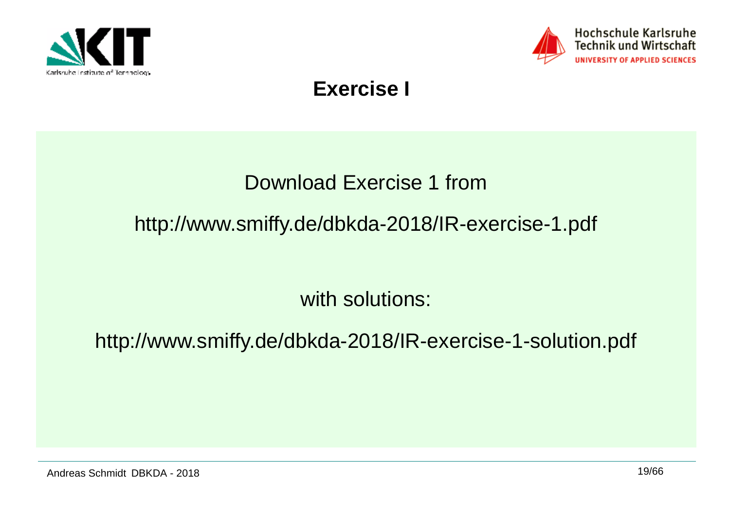# Exercise I

Download Exercise 1 from

http://www.smiffy.de/dbkda-2018/IR-exercise-1.pdf

with solutions:

http://www.smiffy.de/dbkda-2018/IR-exercise-1-solution.pdf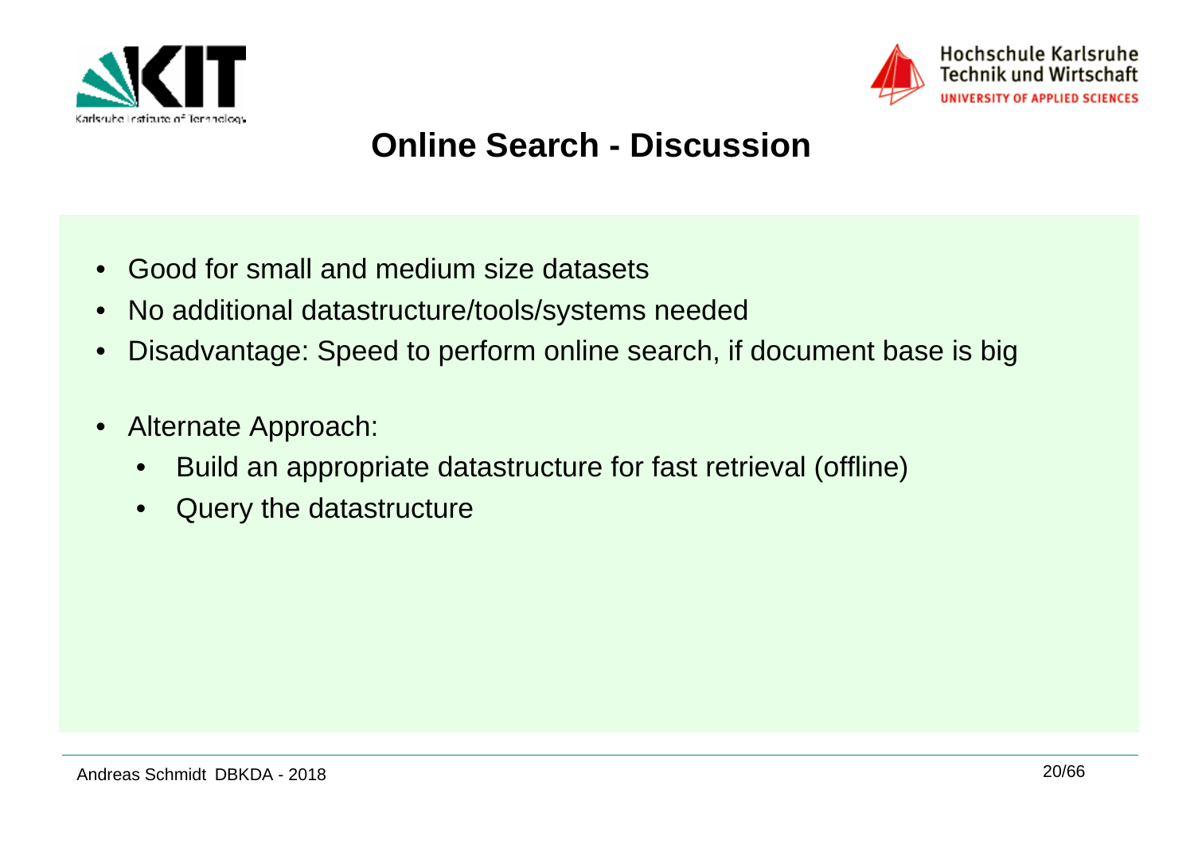# Online Search - Discussion

- Good for small and medium size datasets
- No additional datastructure/tools/systems needed
- Disadvantage: Speed to perform online search, if document base is big

- Alternate Approach:
  - Build an appropriate datastructure for fast retrieval (offline)
  - Query the datastructure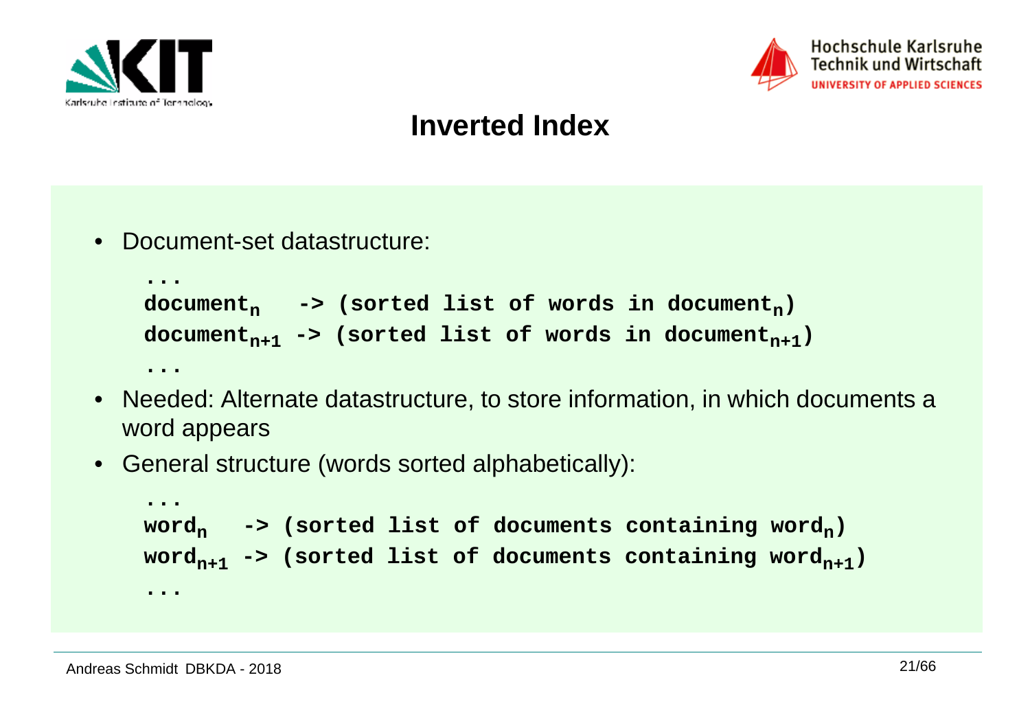# Inverted Index

- Document-set datastructure:

```
...
document_n   -> (sorted list of words in document_n)
document_n+1 -> (sorted list of words in document_n+1)
...
```

- Needed: Alternate datastructure, to store information, in which documents a word appears
- General structure (words sorted alphabetically):

```
...
word_n   -> (sorted list of documents containing word_n)
word_n+1 -> (sorted list of documents containing word_n+1)
...
```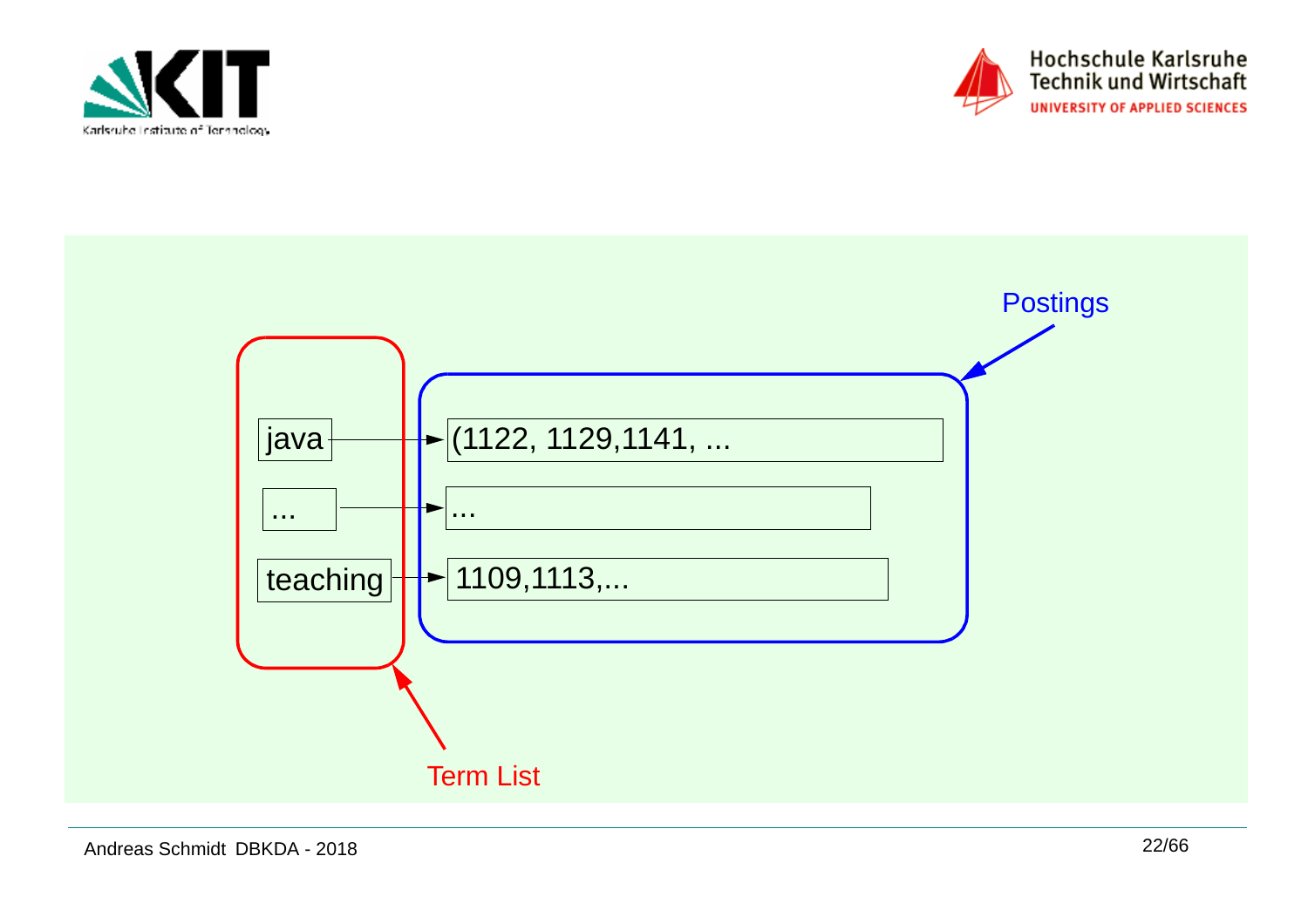Postings

| Term List | | Postings |
| --- | --- | --- |
| java | → | (1122, 1129,1141, ... |
| ... | → | ... |
| teaching | → | 1109,1113,... |

Term List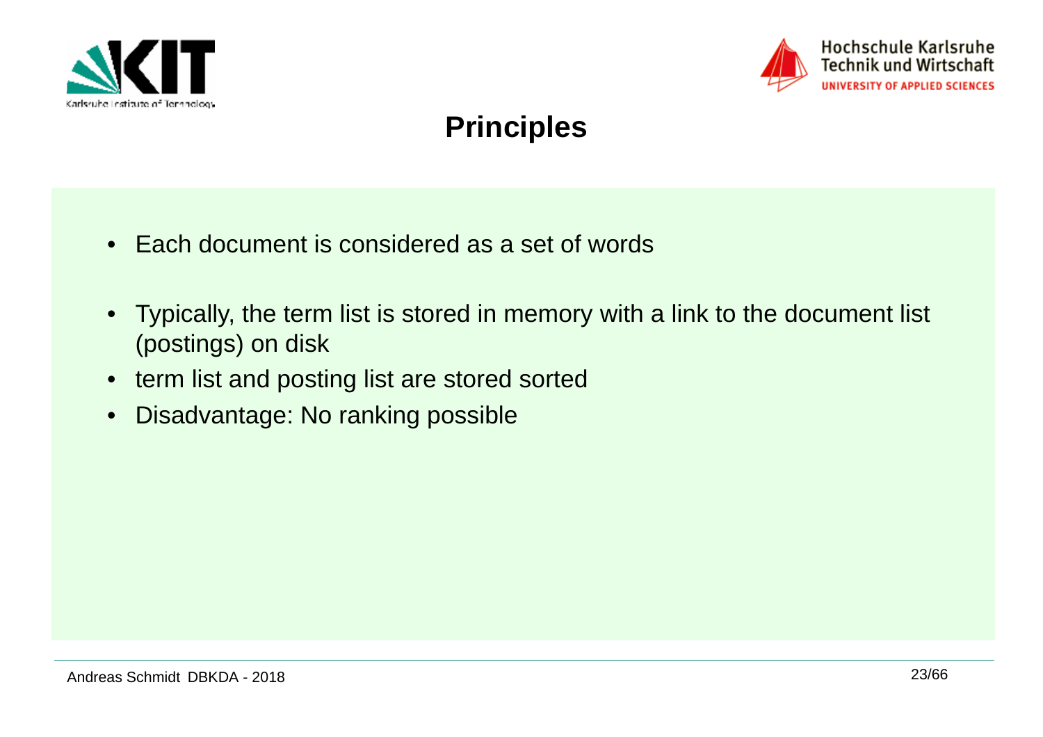# Principles

- Each document is considered as a set of words

- Typically, the term list is stored in memory with a link to the document list (postings) on disk
- term list and posting list are stored sorted
- Disadvantage: No ranking possible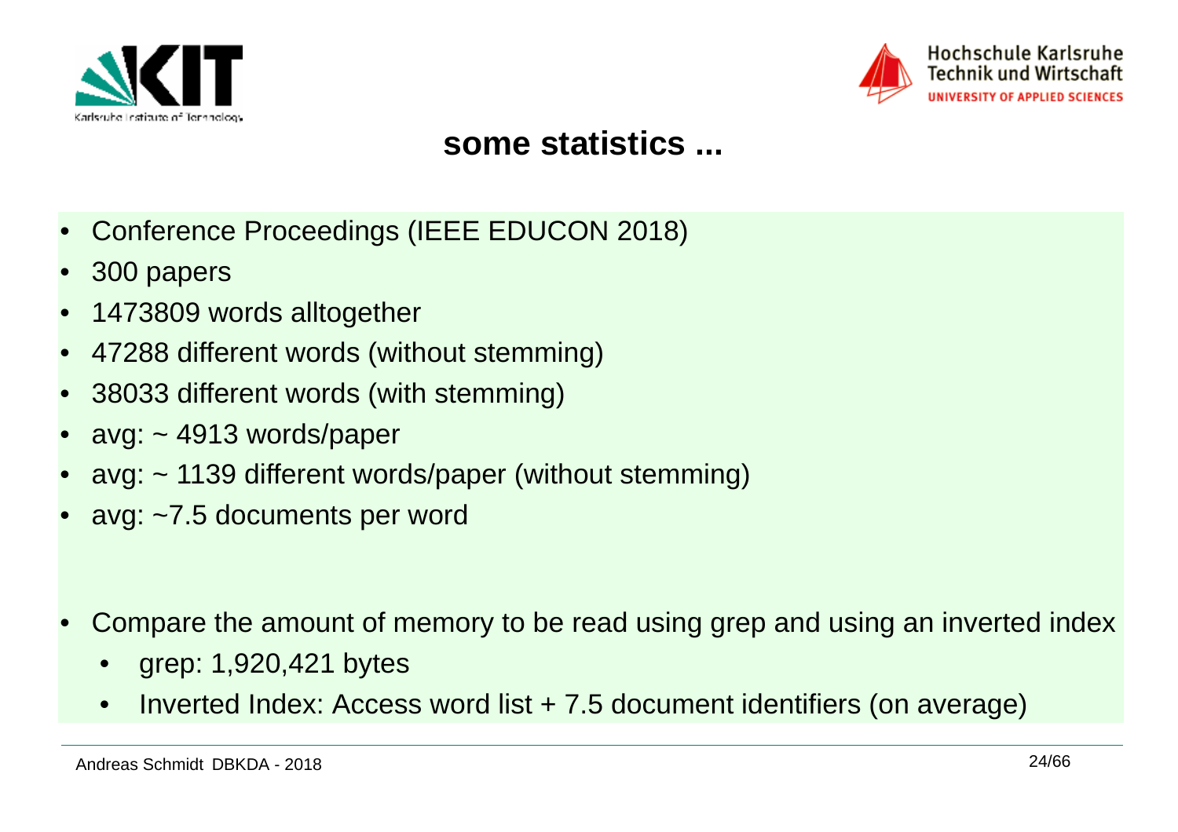## some statistics ...

- Conference Proceedings (IEEE EDUCON 2018)
- 300 papers
- 1473809 words alltogether
- 47288 different words (without stemming)
- 38033 different words (with stemming)
- avg: ~ 4913 words/paper
- avg: ~ 1139 different words/paper (without stemming)
- avg: ~7.5 documents per word

- Compare the amount of memory to be read using grep and using an inverted index
  - grep: 1,920,421 bytes
  - Inverted Index: Access word list + 7.5 document identifiers (on average)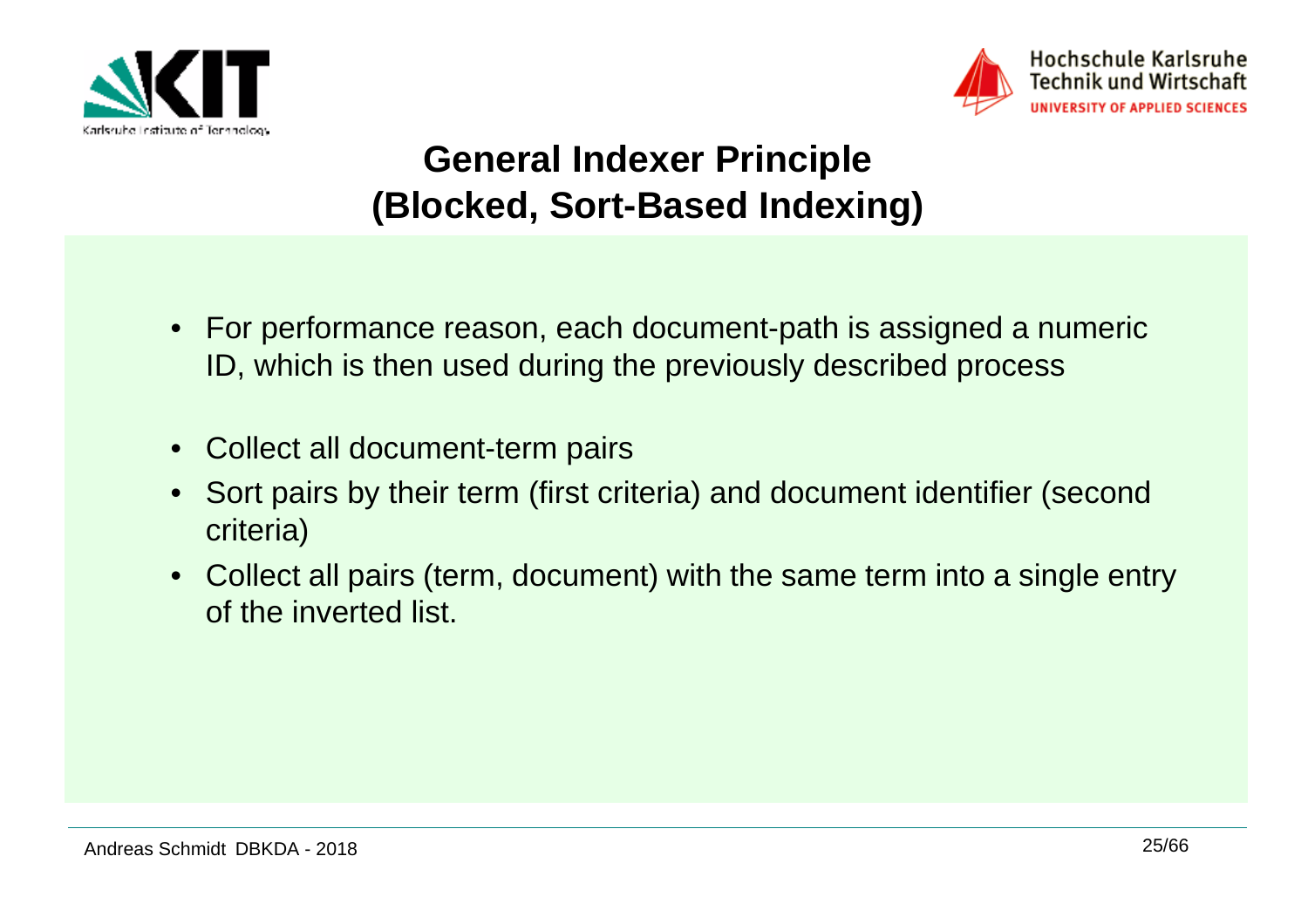# General Indexer Principle (Blocked, Sort-Based Indexing)

- For performance reason, each document-path is assigned a numeric ID, which is then used during the previously described process

- Collect all document-term pairs
- Sort pairs by their term (first criteria) and document identifier (second criteria)
- Collect all pairs (term, document) with the same term into a single entry of the inverted list.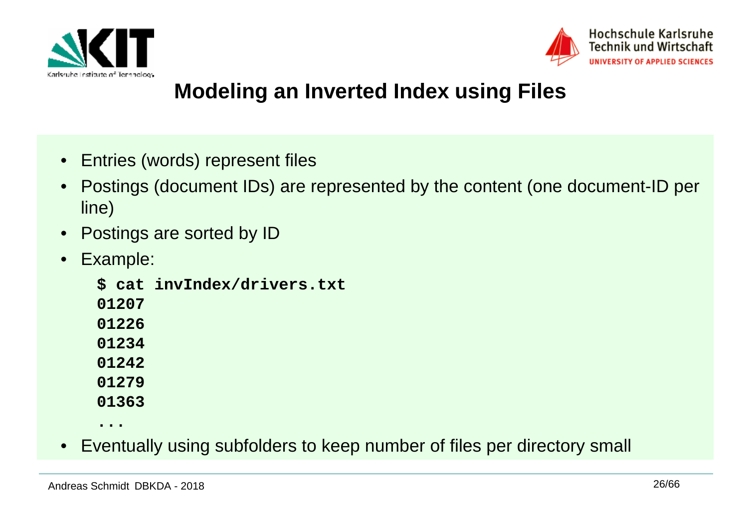# Modeling an Inverted Index using Files

- Entries (words) represent files
- Postings (document IDs) are represented by the content (one document-ID per line)
- Postings are sorted by ID
- Example:

```
$ cat invIndex/drivers.txt
01207
01226
01234
01242
01279
01363
...
```

- Eventually using subfolders to keep number of files per directory small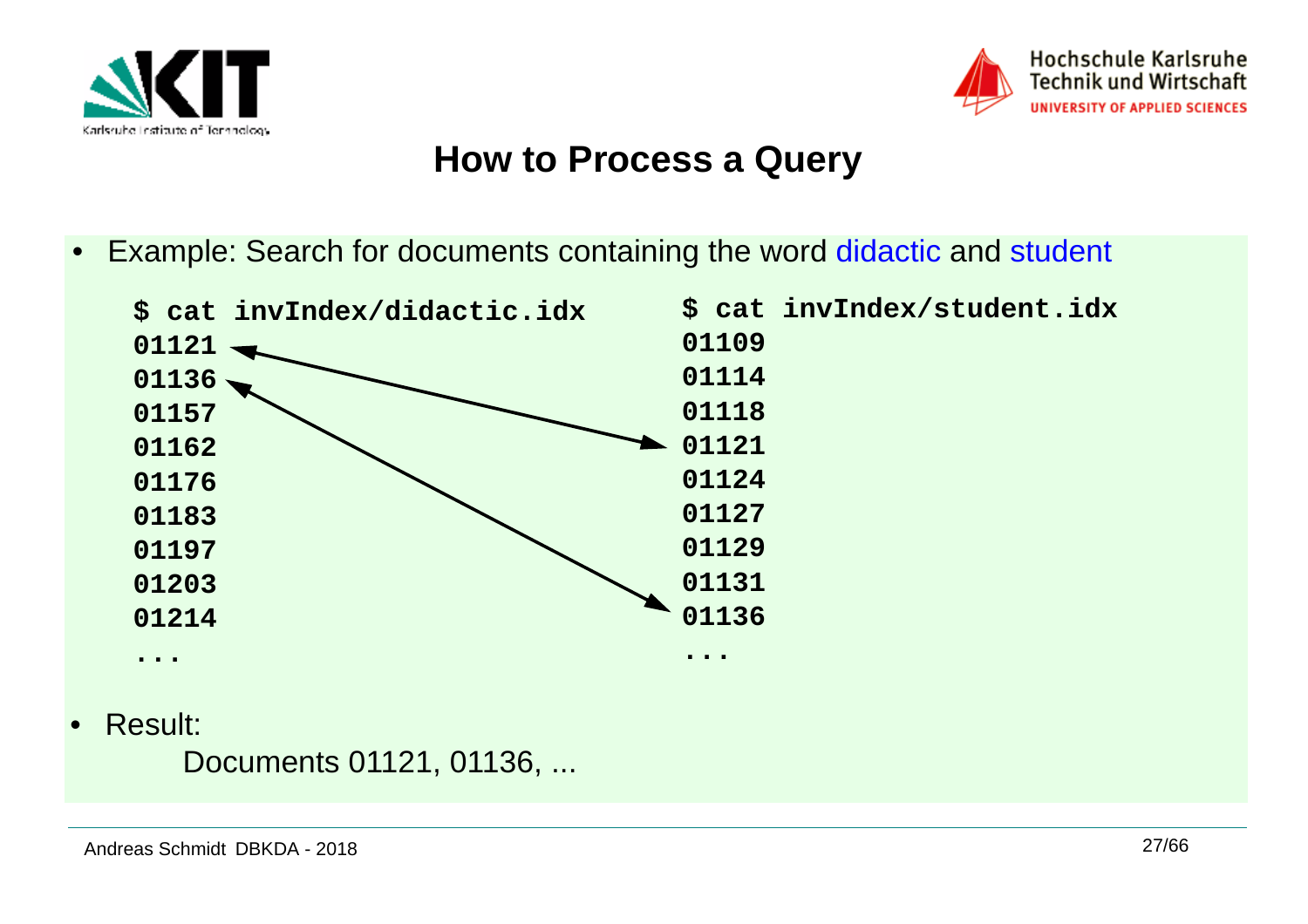# How to Process a Query

- Example: Search for documents containing the word didactic and student

```
$ cat invIndex/didactic.idx
01121
01136
01157
01162
01176
01183
01197
01203
01214
...
```

```
$ cat invIndex/student.idx
01109
01114
01118
01121
01124
01127
01129
01131
01136
...
```

- Result:

  Documents 01121, 01136, ...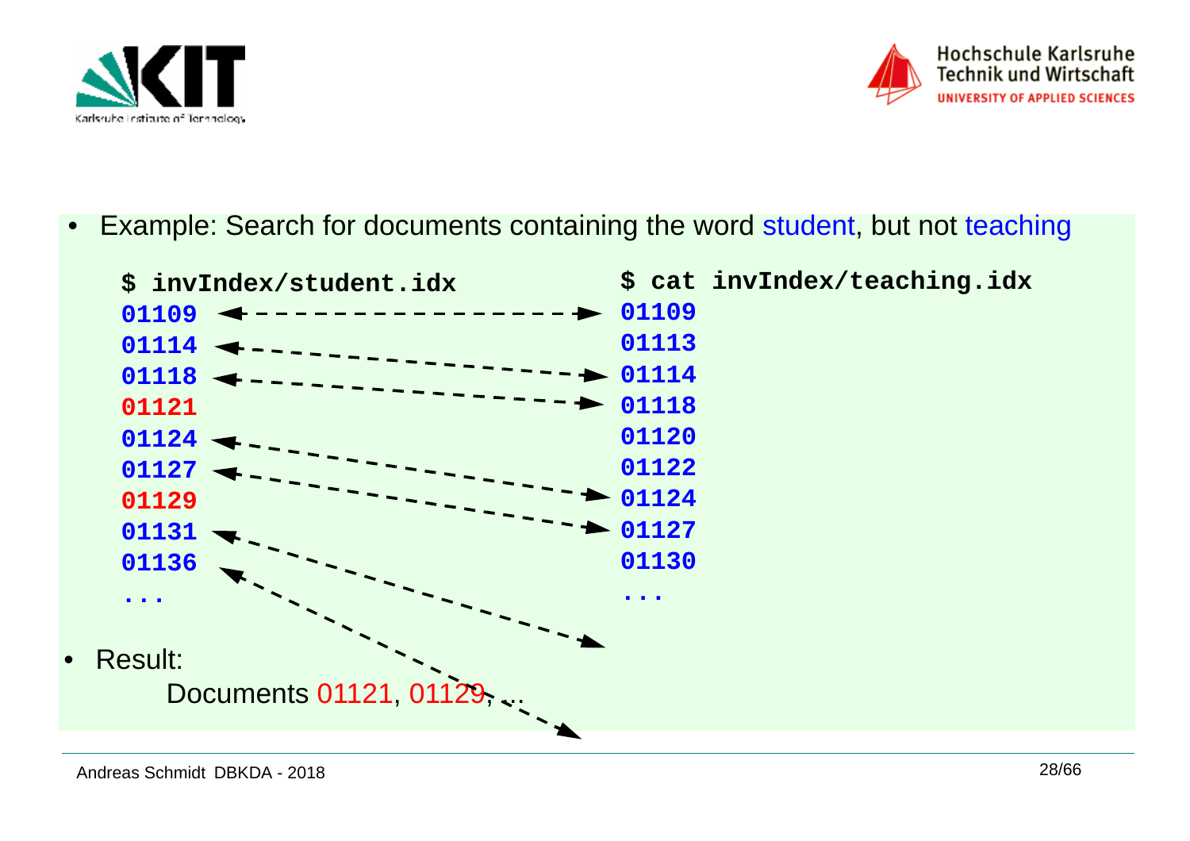- Example: Search for documents containing the word student, but not teaching

| $ invIndex/student.idx | $ cat invIndex/teaching.idx |
| --- | --- |
| 01109 | 01109 |
| 01114 | 01113 |
| 01118 | 01114 |
| 01121 | 01118 |
| 01124 | 01120 |
| 01127 | 01122 |
| 01129 | 01124 |
| 01131 | 01127 |
| 01136 | 01130 |
| ... | ... |

- Result:

  Documents 01121, 01129, ...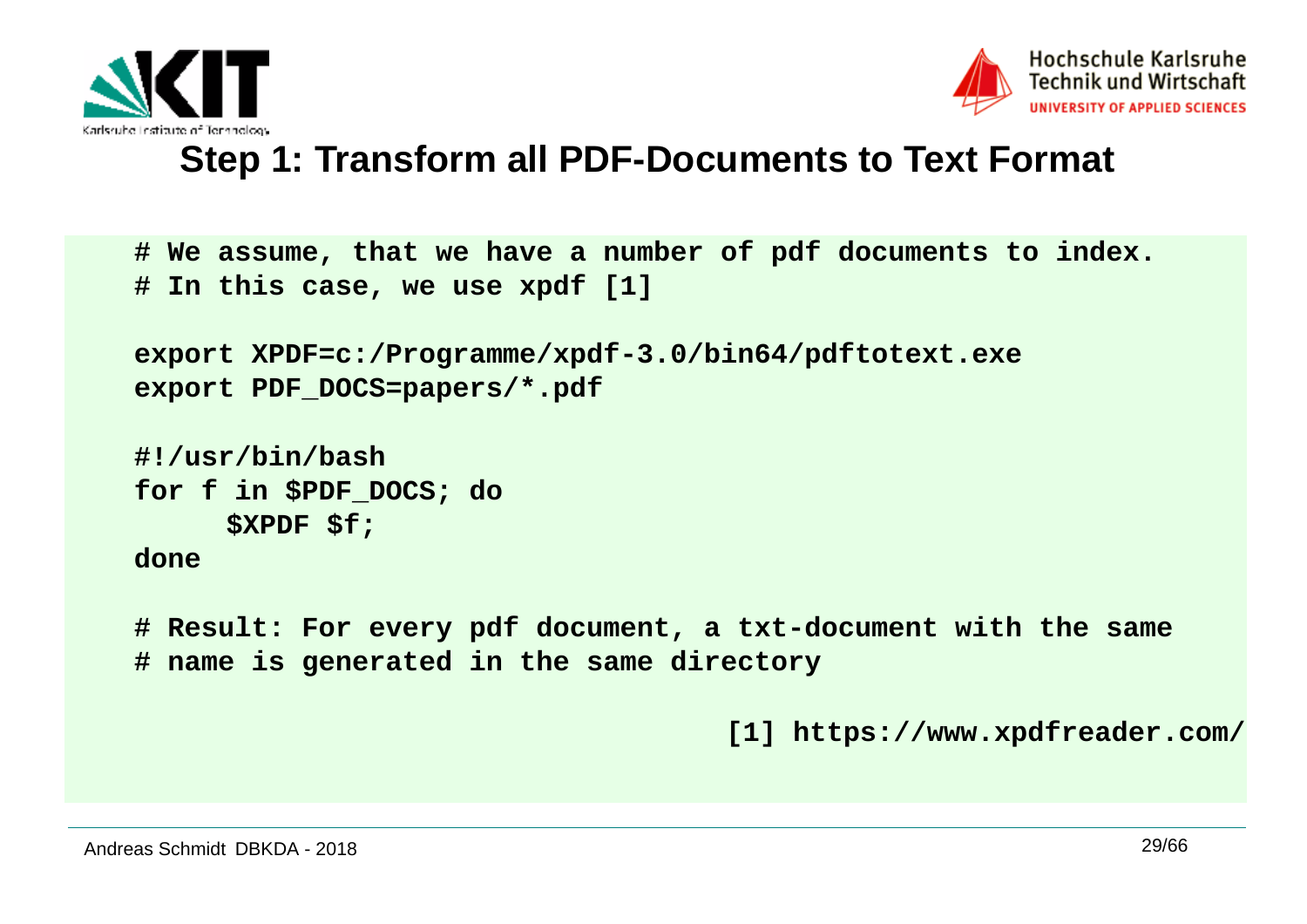# Step 1: Transform all PDF-Documents to Text Format

```
# We assume, that we have a number of pdf documents to index.
# In this case, we use xpdf [1]

export XPDF=c:/Programme/xpdf-3.0/bin64/pdftotext.exe
export PDF_DOCS=papers/*.pdf

#!/usr/bin/bash
for f in $PDF_DOCS; do
     $XPDF $f;
done

# Result: For every pdf document, a txt-document with the same
# name is generated in the same directory

                                      [1] https://www.xpdfreader.com/
```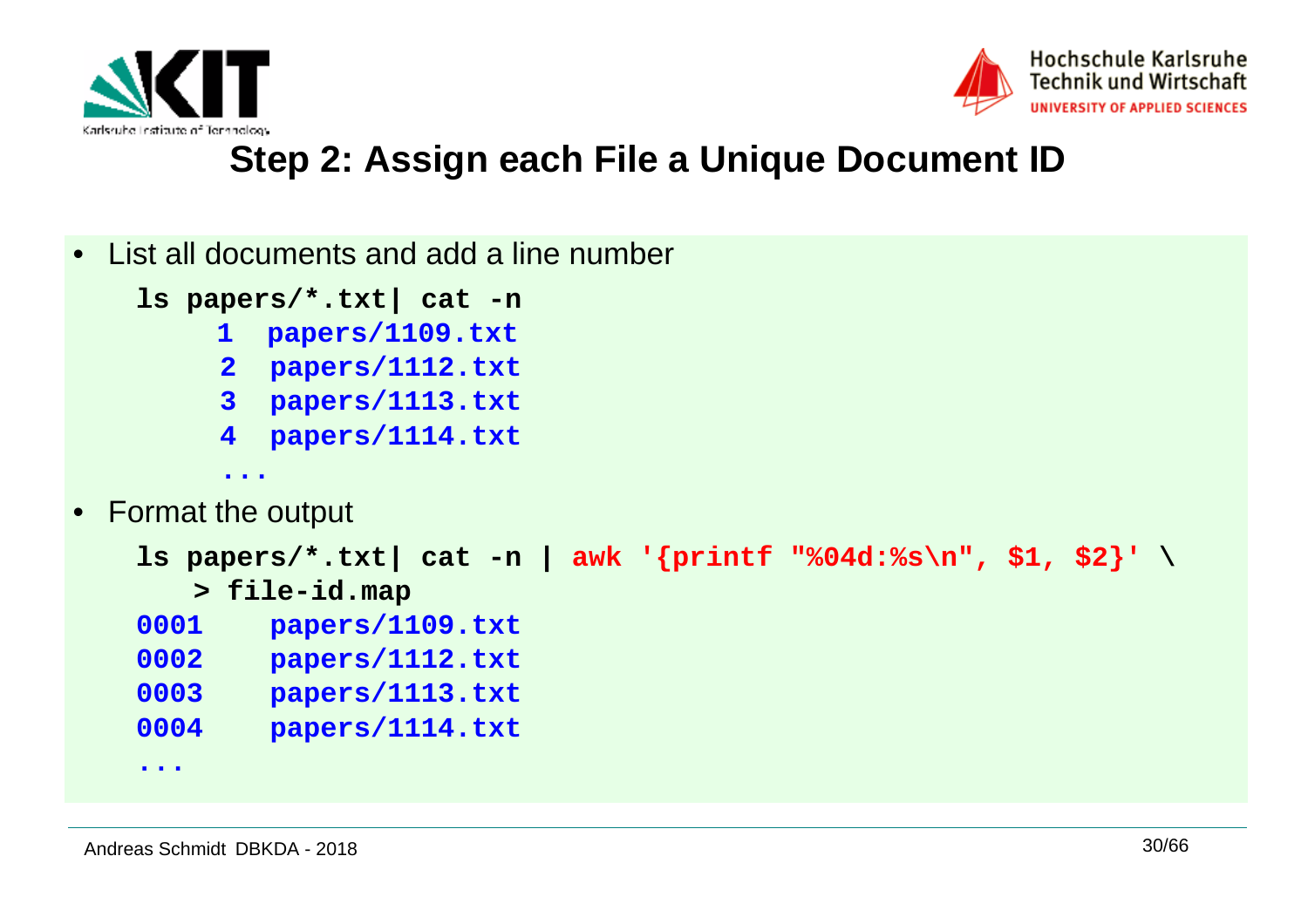## Step 2: Assign each File a Unique Document ID

- List all documents and add a line number

```
ls papers/*.txt| cat -n
     1  papers/1109.txt
     2  papers/1112.txt
     3  papers/1113.txt
     4  papers/1114.txt
     ...
```

- Format the output

```
ls papers/*.txt| cat -n | awk '{printf "%04d:%s\n", $1, $2}' \
   > file-id.map
0001    papers/1109.txt
0002    papers/1112.txt
0003    papers/1113.txt
0004    papers/1114.txt
...
```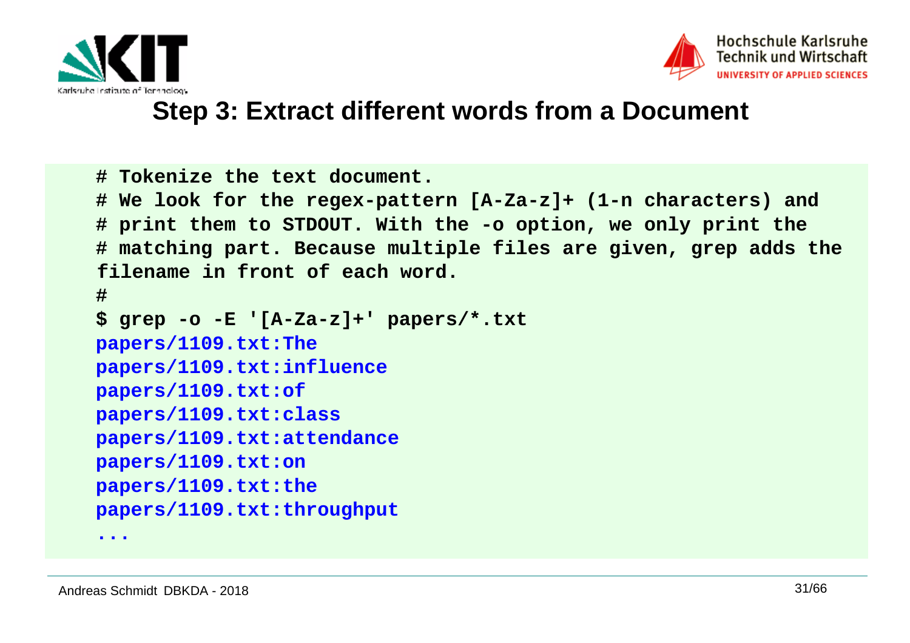## Step 3: Extract different words from a Document

```
# Tokenize the text document.
# We look for the regex-pattern [A-Za-z]+ (1-n characters) and
# print them to STDOUT. With the -o option, we only print the
# matching part. Because multiple files are given, grep adds the
filename in front of each word.
#
$ grep -o -E '[A-Za-z]+' papers/*.txt
papers/1109.txt:The
papers/1109.txt:influence
papers/1109.txt:of
papers/1109.txt:class
papers/1109.txt:attendance
papers/1109.txt:on
papers/1109.txt:the
papers/1109.txt:throughput
...
```

Andreas Schmidt DBKDA - 2018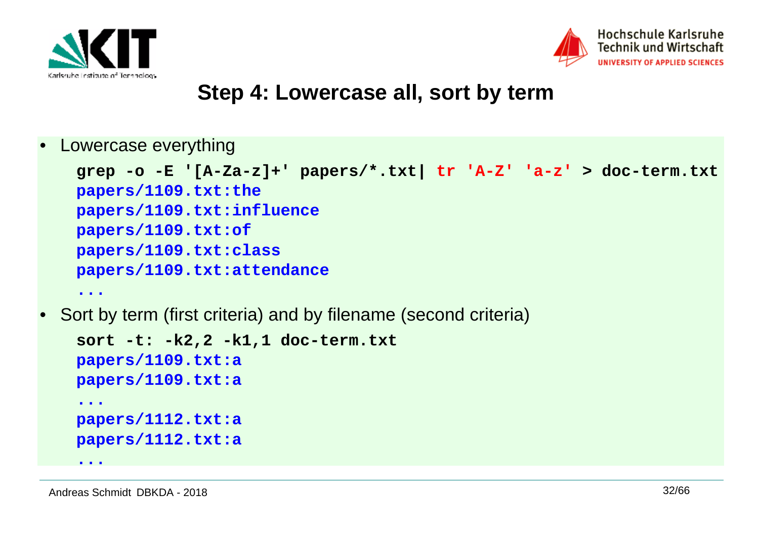# Step 4: Lowercase all, sort by term

- Lowercase everything

```
grep -o -E '[A-Za-z]+' papers/*.txt| tr 'A-Z' 'a-z' > doc-term.txt
papers/1109.txt:the
papers/1109.txt:influence
papers/1109.txt:of
papers/1109.txt:class
papers/1109.txt:attendance
...
```

- Sort by term (first criteria) and by filename (second criteria)

```
sort -t: -k2,2 -k1,1 doc-term.txt
papers/1109.txt:a
papers/1109.txt:a
...
papers/1112.txt:a
papers/1112.txt:a
...
```

Andreas Schmidt DBKDA - 2018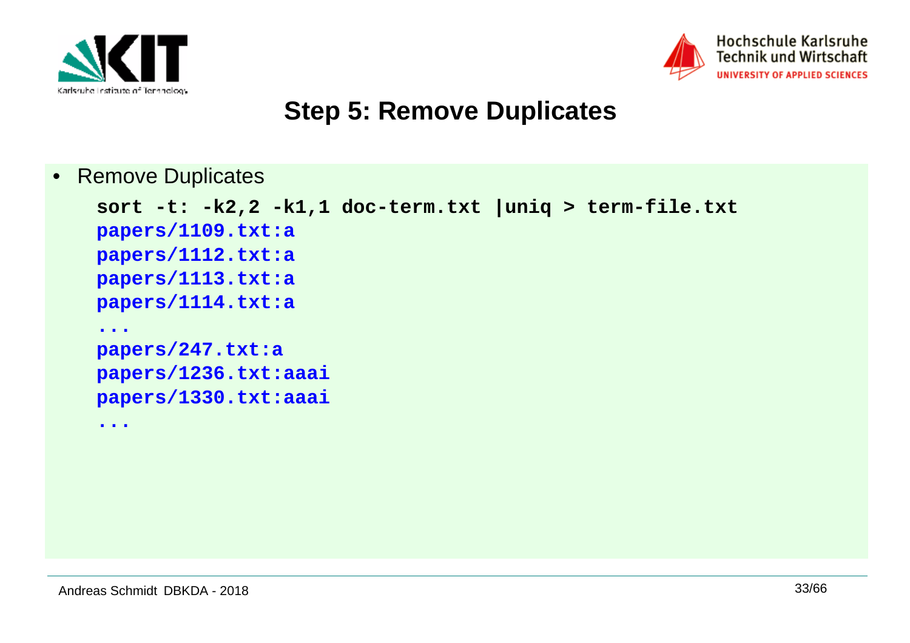# Step 5: Remove Duplicates

- Remove Duplicates

```
sort -t: -k2,2 -k1,1 doc-term.txt |uniq > term-file.txt
papers/1109.txt:a
papers/1112.txt:a
papers/1113.txt:a
papers/1114.txt:a
...
papers/247.txt:a
papers/1236.txt:aaai
papers/1330.txt:aaai
...
```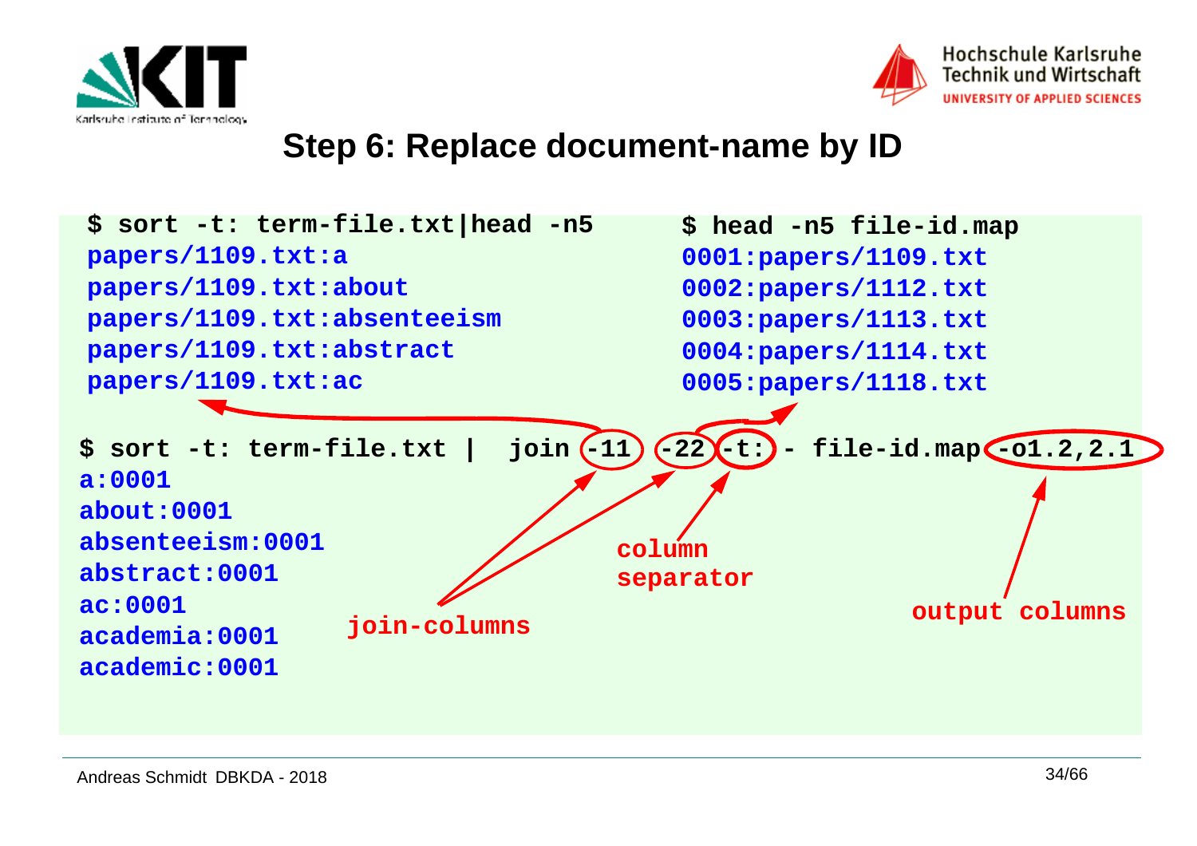# Step 6: Replace document-name by ID

```
$ sort -t: term-file.txt|head -n5
papers/1109.txt:a
papers/1109.txt:about
papers/1109.txt:absenteeism
papers/1109.txt:abstract
papers/1109.txt:ac
```

```
$ head -n5 file-id.map
0001:papers/1109.txt
0002:papers/1112.txt
0003:papers/1113.txt
0004:papers/1114.txt
0005:papers/1118.txt
```

```
$ sort -t: term-file.txt |  join -11 -22 -t: - file-id.map -o1.2,2.1
a:0001
about:0001
absenteeism:0001
abstract:0001
ac:0001
academia:0001
academic:0001
```

join-columns

column separator

output columns

Andreas Schmidt DBKDA - 2018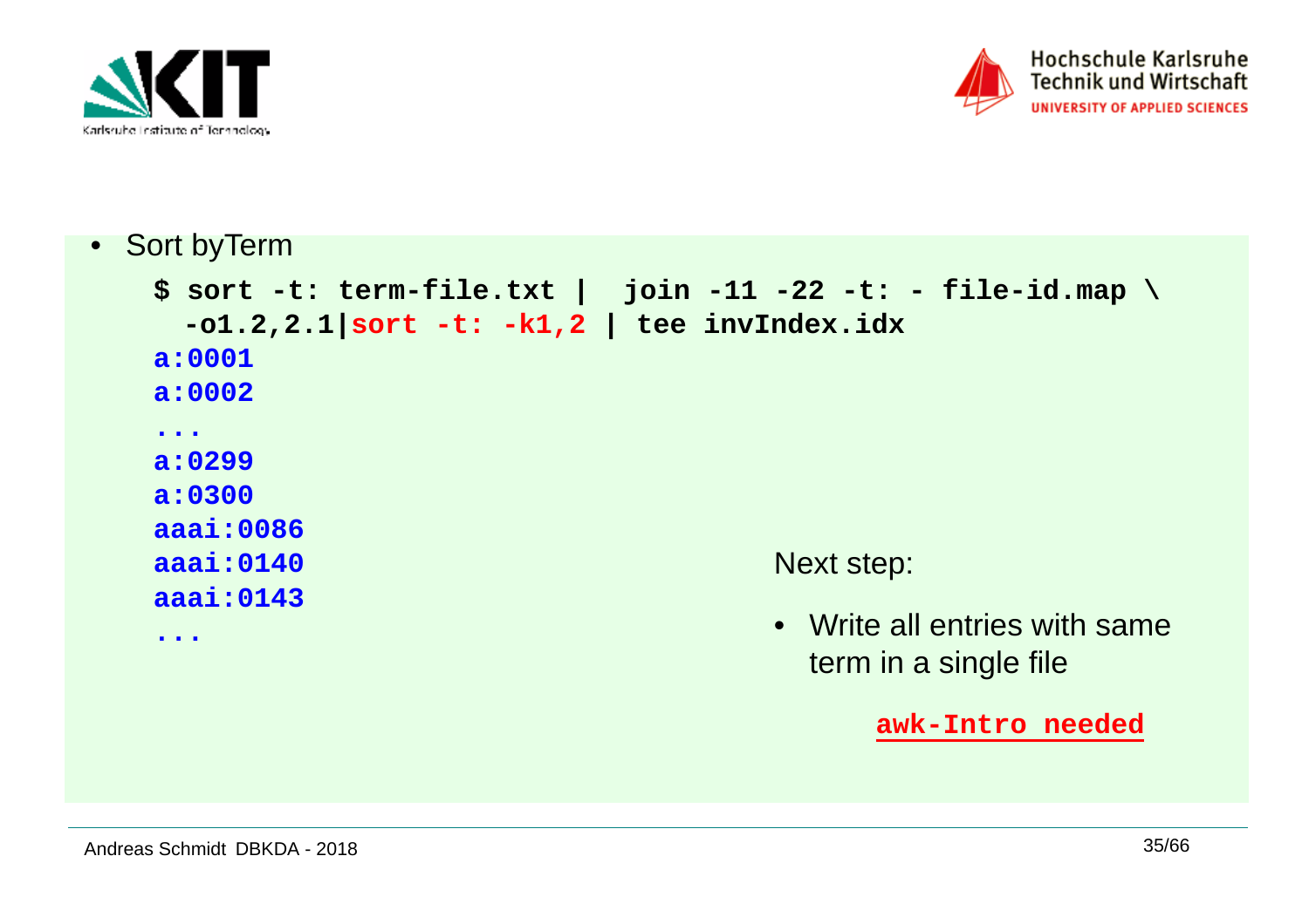- Sort byTerm

```
$ sort -t: term-file.txt |  join -11 -22 -t: - file-id.map \
  -o1.2,2.1|sort -t: -k1,2 | tee invIndex.idx
a:0001
a:0002
...
a:0299
a:0300
aaai:0086
aaai:0140
aaai:0143
...
```

Next step:

- Write all entries with same term in a single file

**awk-Intro needed**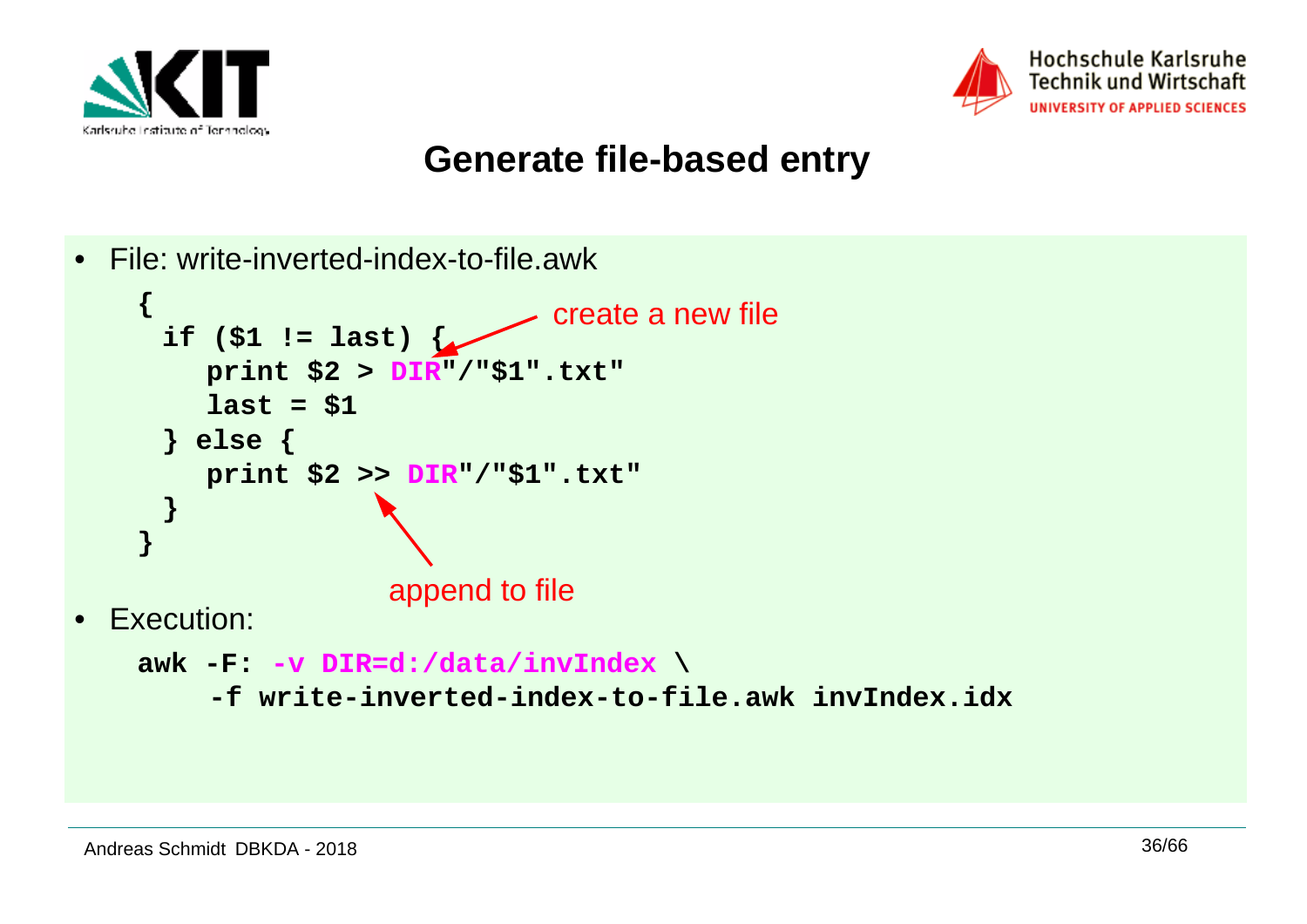# Generate file-based entry

- File: write-inverted-index-to-file.awk

```
{
  if ($1 != last) {
     print $2 > DIR"/"$1".txt"
     last = $1
  } else {
     print $2 >> DIR"/"$1".txt"
  }
}
```

create a new file

append to file

- Execution:

```
awk -F: -v DIR=d:/data/invIndex \
    -f write-inverted-index-to-file.awk invIndex.idx
```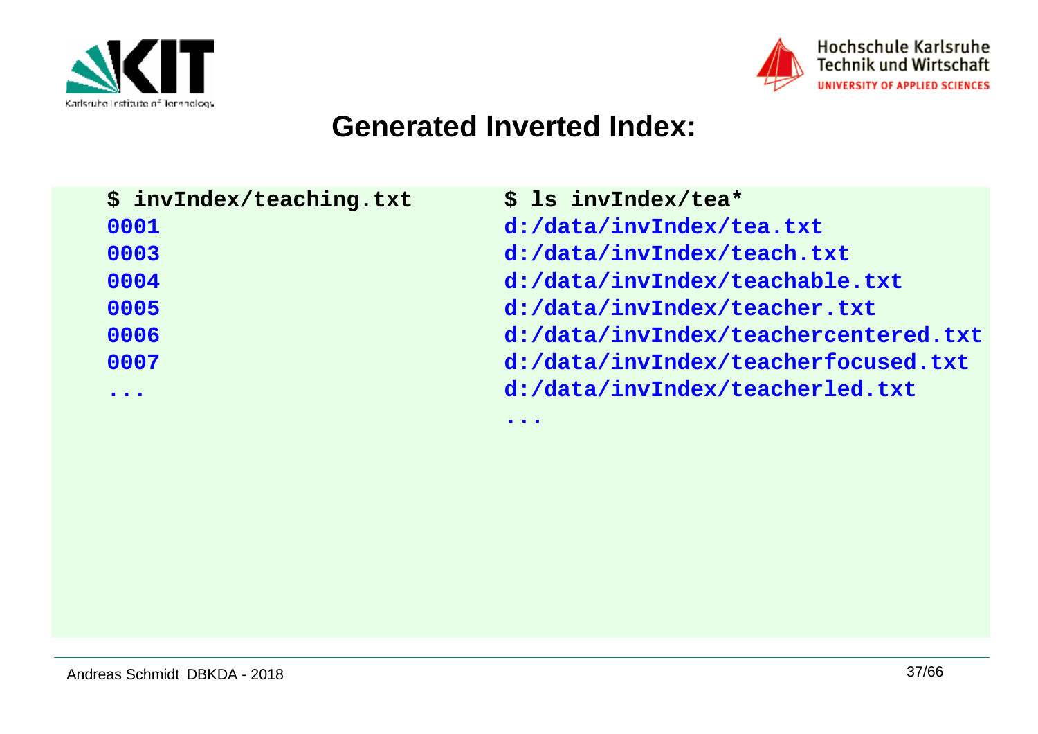# Generated Inverted Index:

```
$ invIndex/teaching.txt
0001
0003
0004
0005
0006
0007
...
```

```
$ ls invIndex/tea*
d:/data/invIndex/tea.txt
d:/data/invIndex/teach.txt
d:/data/invIndex/teachable.txt
d:/data/invIndex/teacher.txt
d:/data/invIndex/teachercentered.txt
d:/data/invIndex/teacherfocused.txt
d:/data/invIndex/teacherled.txt
...
```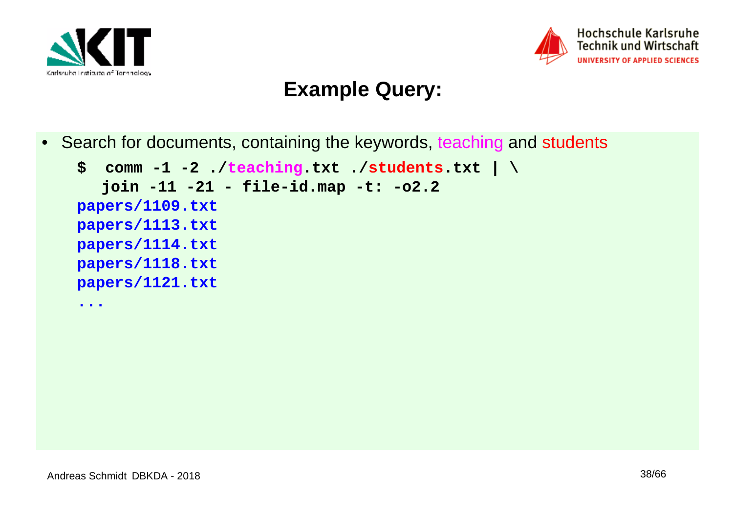# Example Query:

- Search for documents, containing the keywords, teaching and students

```
$  comm -1 -2 ./teaching.txt ./students.txt | \
   join -11 -21 - file-id.map -t: -o2.2
papers/1109.txt
papers/1113.txt
papers/1114.txt
papers/1118.txt
papers/1121.txt
...
```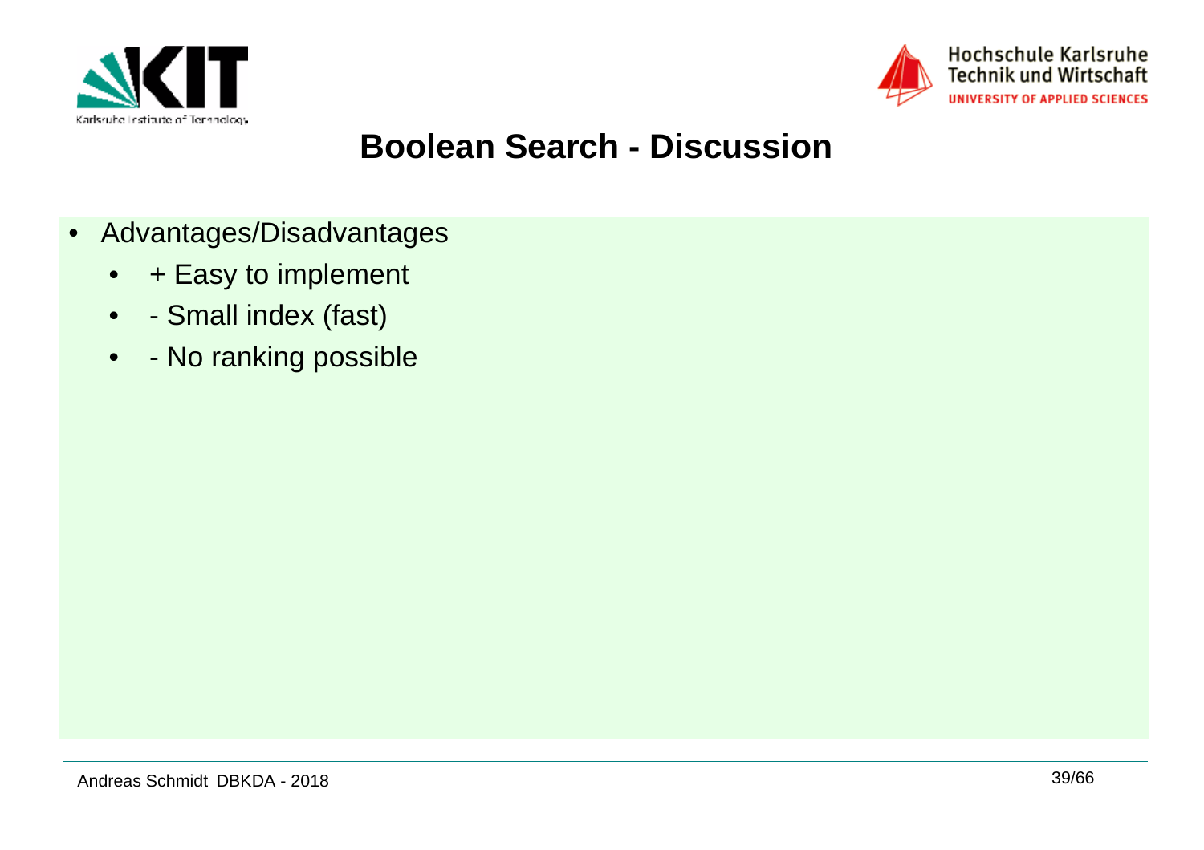# Boolean Search - Discussion

- Advantages/Disadvantages
  - + Easy to implement
  - - Small index (fast)
  - - No ranking possible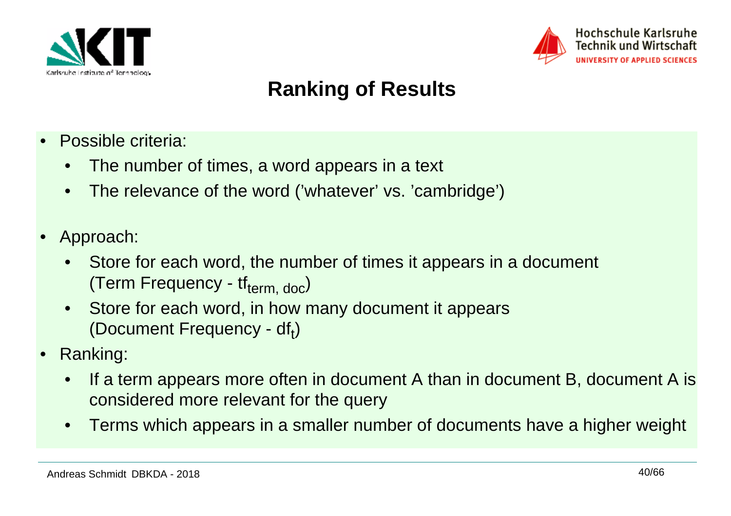# Ranking of Results

- Possible criteria:
  - The number of times, a word appears in a text
  - The relevance of the word ('whatever' vs. 'cambridge')
- Approach:
  - Store for each word, the number of times it appears in a document (Term Frequency - $tf_{term, doc}$)
  - Store for each word, in how many document it appears (Document Frequency - $df_t$)
- Ranking:
  - If a term appears more often in document A than in document B, document A is considered more relevant for the query
  - Terms which appears in a smaller number of documents have a higher weight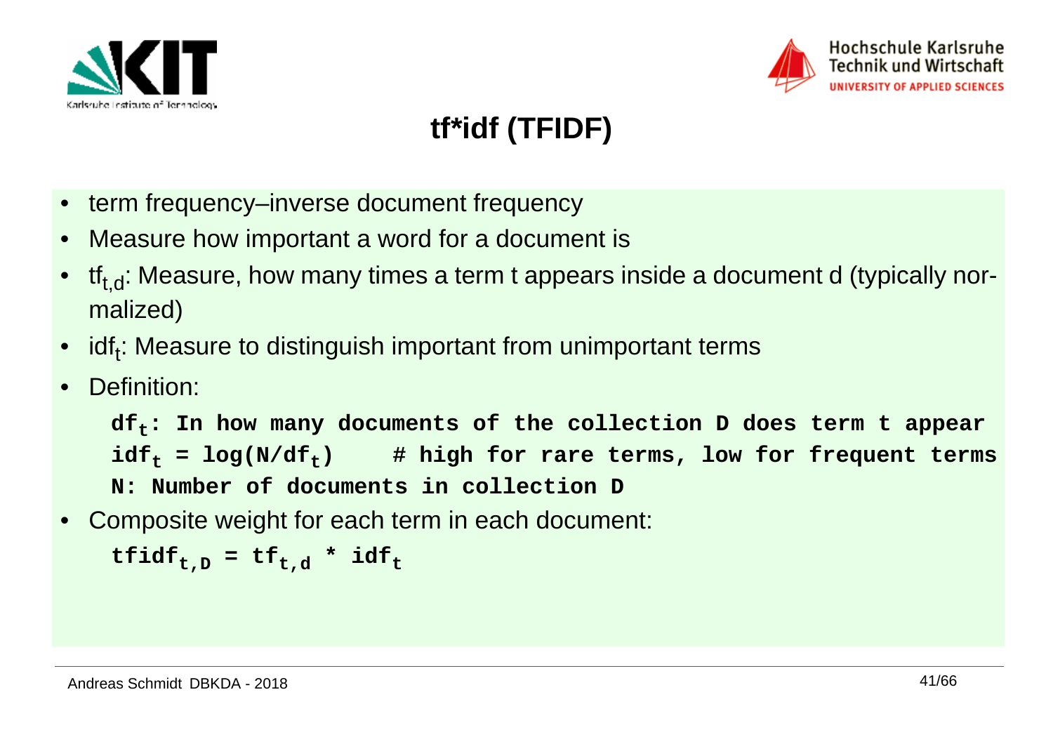# tf*idf (TFIDF)

- term frequency–inverse document frequency
- Measure how important a word for a document is
- $tf_{t,d}$: Measure, how many times a term t appears inside a document d (typically normalized)
- $idf_t$: Measure to distinguish important from unimportant terms
- Definition:

  **$df_t$: In how many documents of the collection D does term t appear**

  **$idf_t = \log(N/df_t)$    # high for rare terms, low for frequent terms**

  **N: Number of documents in collection D**

- Composite weight for each term in each document:

  **$tfidf_{t,D} = tf_{t,d} * idf_t$**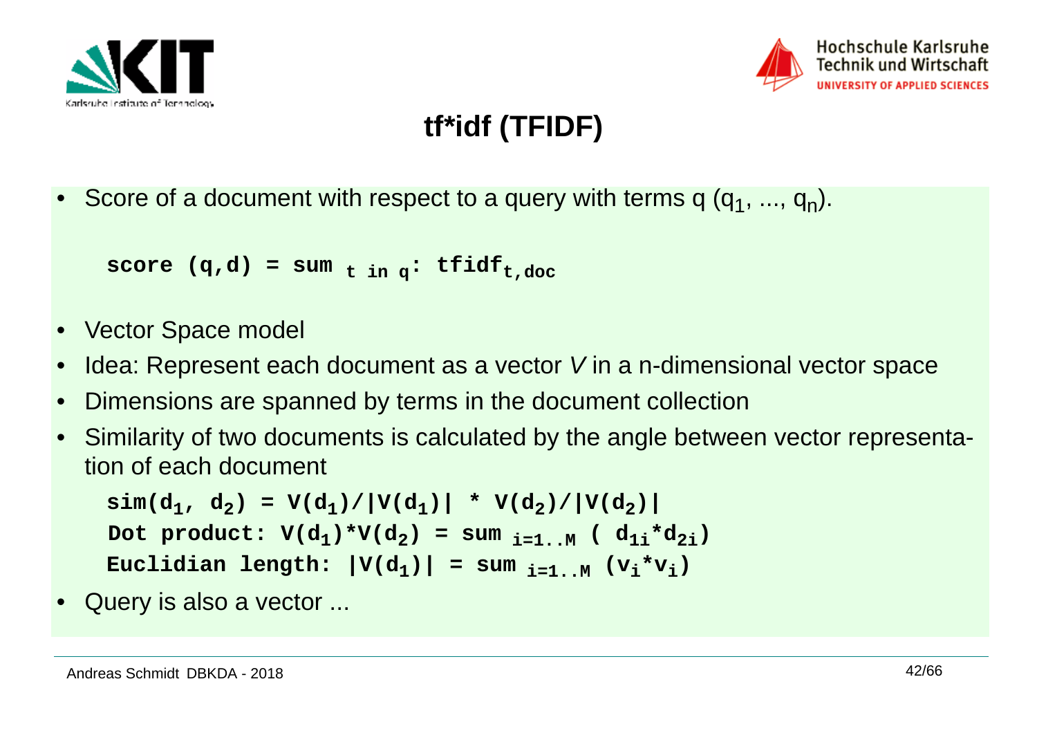# tf*idf (TFIDF)

- Score of a document with respect to a query with terms q ($q_1$, ..., $q_n$).

$$\texttt{score (q,d) = sum}_{\texttt{t in q}}\texttt{: tfidf}_{\texttt{t,doc}}$$

- Vector Space model
- Idea: Represent each document as a vector *V* in a n-dimensional vector space
- Dimensions are spanned by terms in the document collection
- Similarity of two documents is calculated by the angle between vector representation of each document

$$\texttt{sim}(d_1,\ d_2) = V(d_1)/|V(d_1)|\ *\ V(d_2)/|V(d_2)|$$

$$\texttt{Dot product: } V(d_1)*V(d_2) = \texttt{sum}_{i=1..M}\ (d_{1i}*d_{2i})$$

$$\texttt{Euclidian length: } |V(d_1)| = \texttt{sum}_{i=1..M}\ (v_i*v_i)$$

- Query is also a vector ...

Andreas Schmidt DBKDA - 2018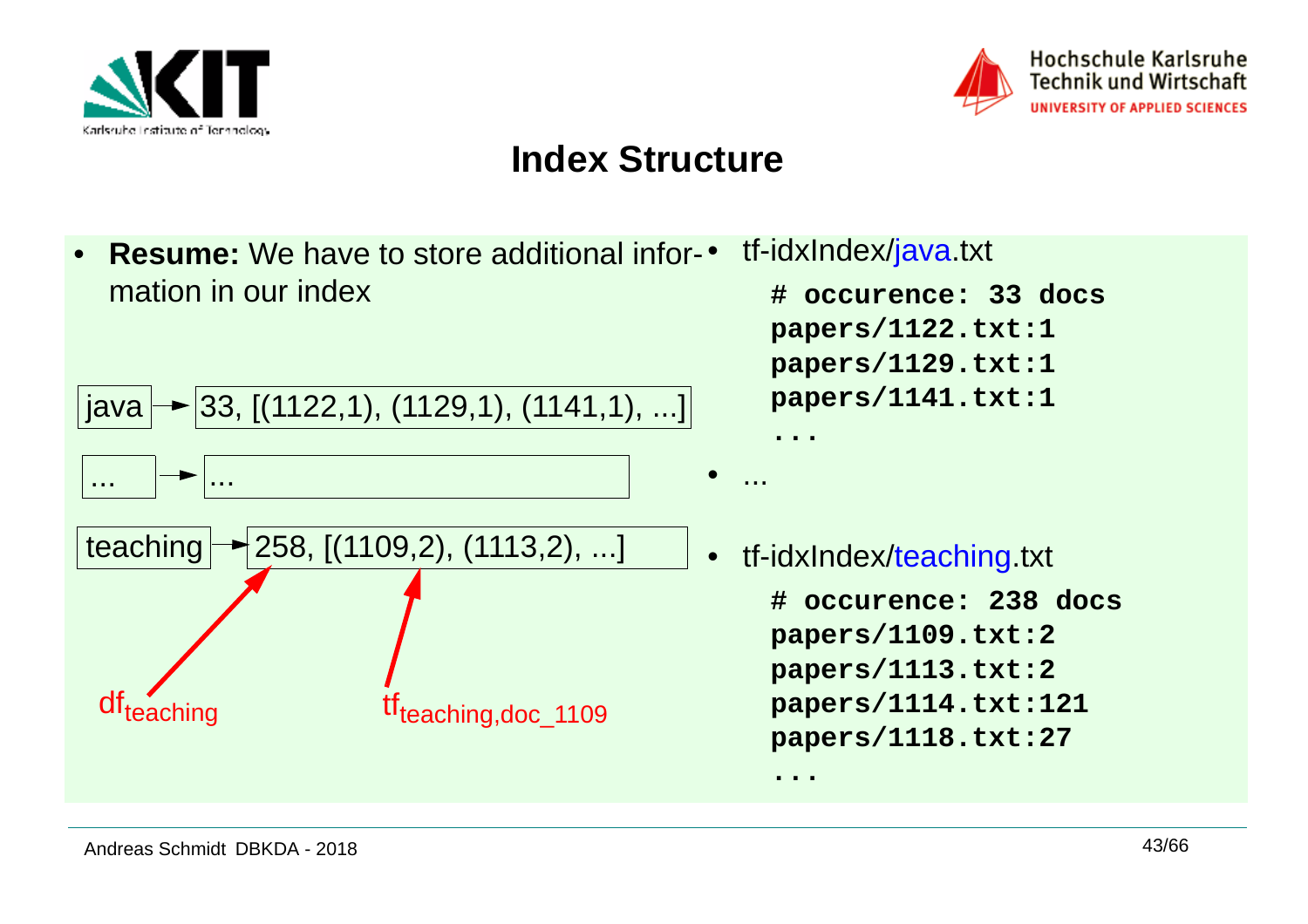# Index Structure

- **Resume:** We have to store additional information in our index

java → 33, [(1122,1), (1129,1), (1141,1), ...]

... → ...

teaching → 258, [(1109,2), (1113,2), ...]

$df_{teaching}$ $tf_{teaching,doc\_1109}$

- tf-idxIndex/java.txt

```
# occurence: 33 docs
papers/1122.txt:1
papers/1129.txt:1
papers/1141.txt:1
...
```

- ...
- tf-idxIndex/teaching.txt

```
# occurence: 238 docs
papers/1109.txt:2
papers/1113.txt:2
papers/1114.txt:121
papers/1118.txt:27
...
```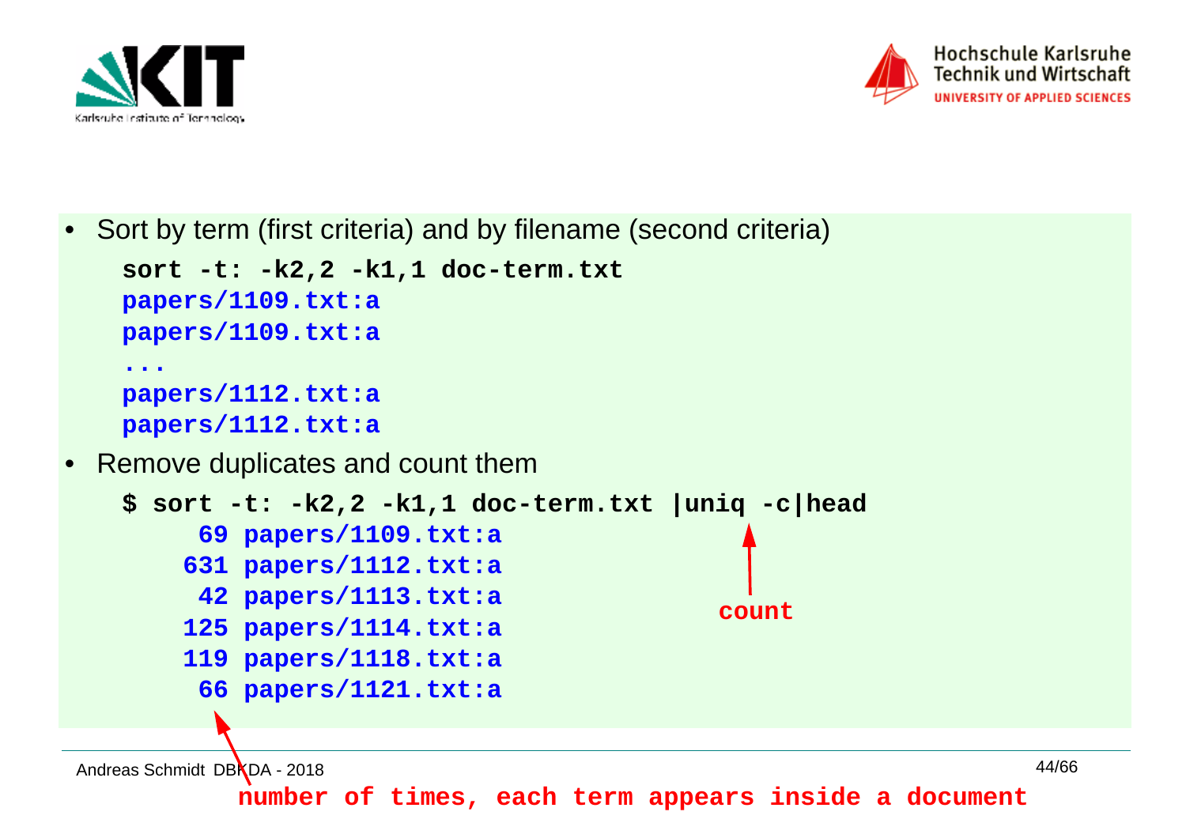- Sort by term (first criteria) and by filename (second criteria)

```
sort -t: -k2,2 -k1,1 doc-term.txt
papers/1109.txt:a
papers/1109.txt:a
...
papers/1112.txt:a
papers/1112.txt:a
```

- Remove duplicates and count them

```
$ sort -t: -k2,2 -k1,1 doc-term.txt |uniq -c|head
     69 papers/1109.txt:a
    631 papers/1112.txt:a
     42 papers/1113.txt:a
    125 papers/1114.txt:a
    119 papers/1118.txt:a
     66 papers/1121.txt:a
```

count

number of times, each term appears inside a document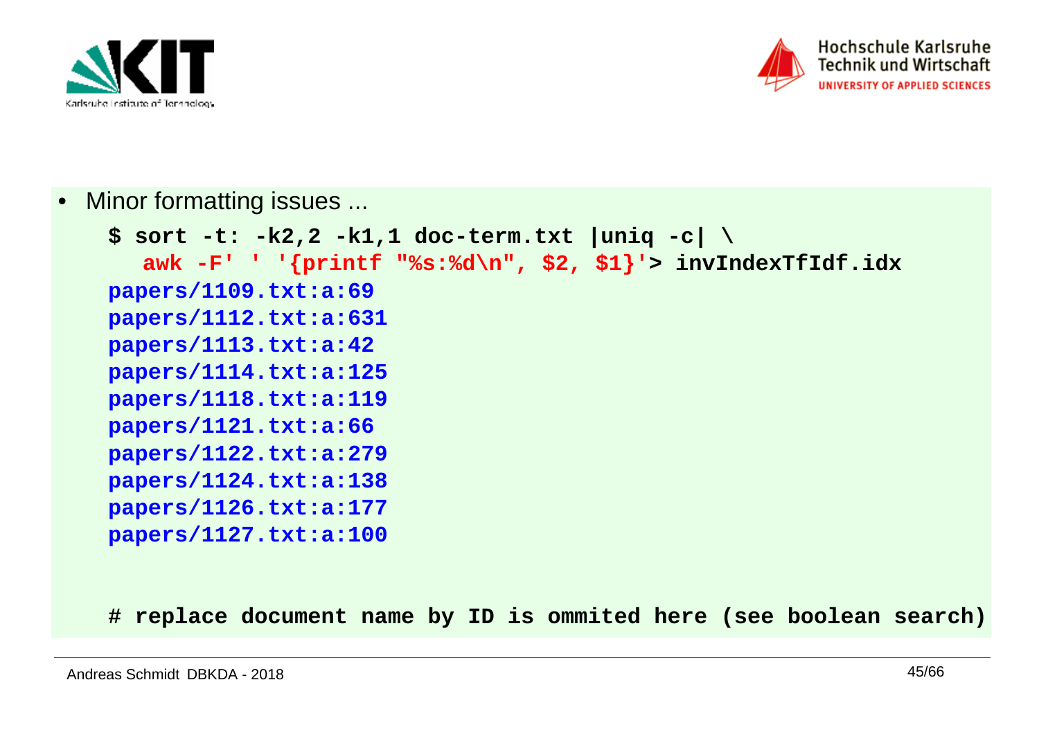- Minor formatting issues ...

```
$ sort -t: -k2,2 -k1,1 doc-term.txt |uniq -c| \
   awk -F' ' '{printf "%s:%d\n", $2, $1}'> invIndexTfIdf.idx
papers/1109.txt:a:69
papers/1112.txt:a:631
papers/1113.txt:a:42
papers/1114.txt:a:125
papers/1118.txt:a:119
papers/1121.txt:a:66
papers/1122.txt:a:279
papers/1124.txt:a:138
papers/1126.txt:a:177
papers/1127.txt:a:100


# replace document name by ID is ommited here (see boolean search)
```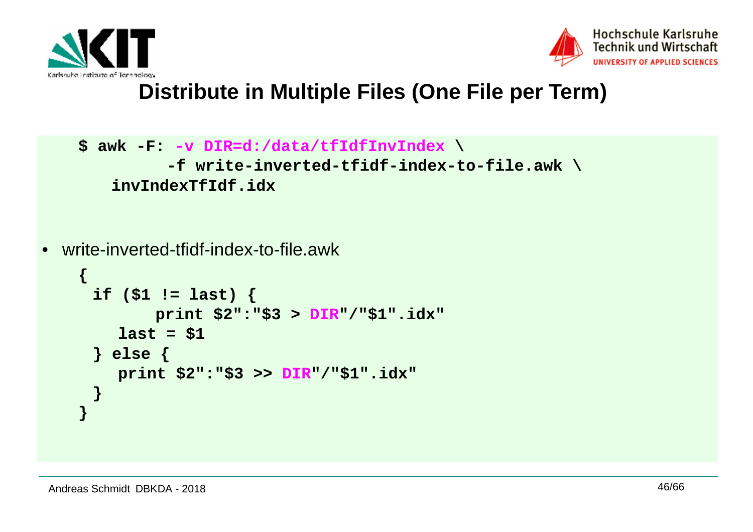# Distribute in Multiple Files (One File per Term)

```
$ awk -F: -v DIR=d:/data/tfIdfInvIndex \
        -f write-inverted-tfidf-index-to-file.awk \
   invIndexTfIdf.idx
```

- write-inverted-tfidf-index-to-file.awk

```
{
 if ($1 != last) {
       print $2":"$3 > DIR"/"$1".idx"
    last = $1
 } else {
    print $2":"$3 >> DIR"/"$1".idx"
 }
}
```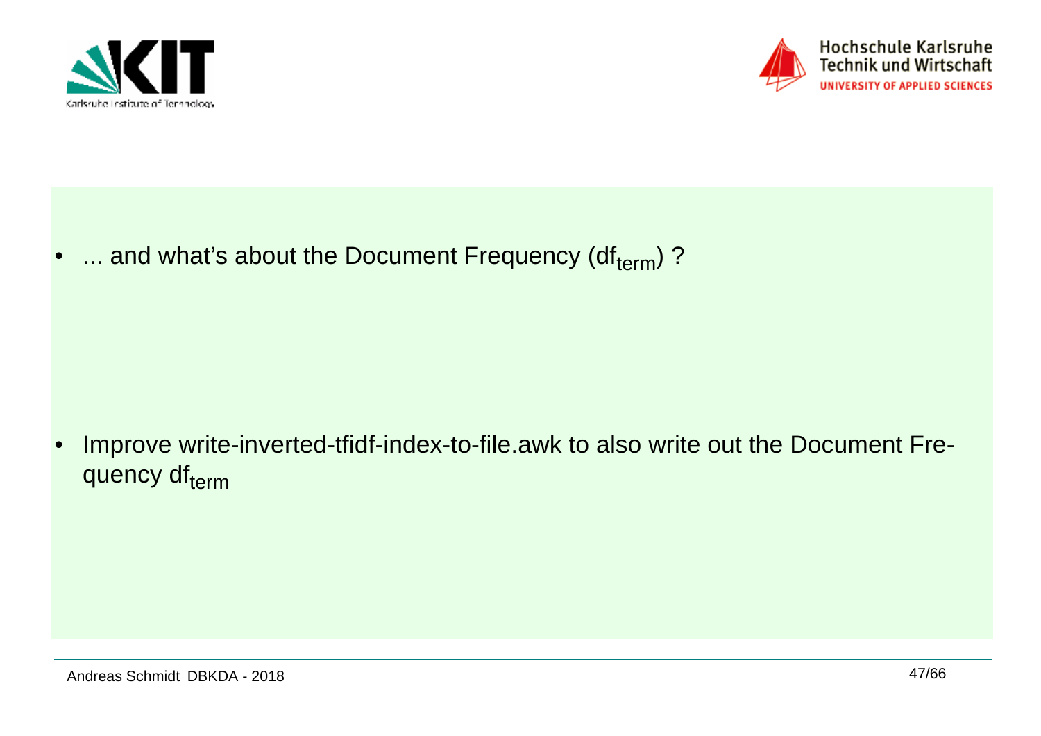- ... and what's about the Document Frequency ($df_{term}$) ?

- Improve write-inverted-tfidf-index-to-file.awk to also write out the Document Frequency $df_{term}$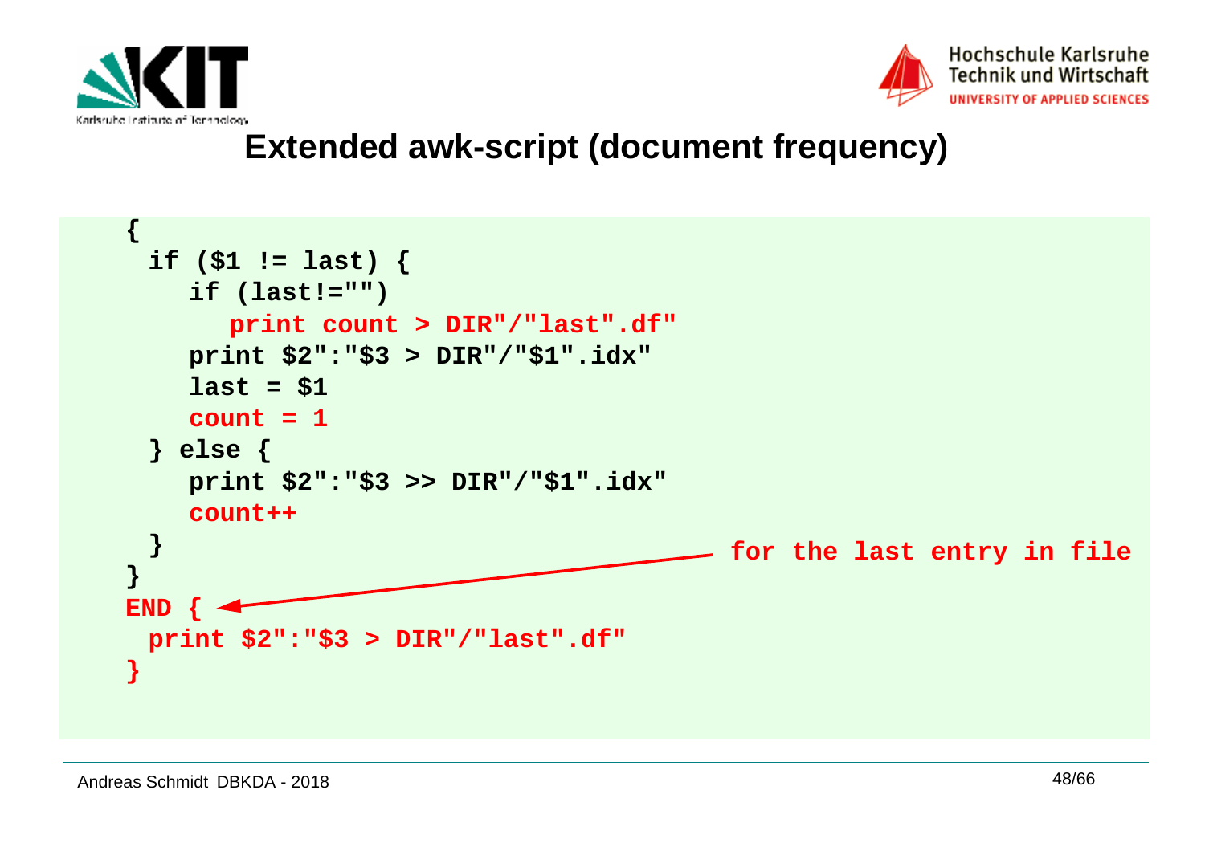# Extended awk-script (document frequency)

```
{
 if ($1 != last) {
    if (last!="")
       print count > DIR"/"last".df"
    print $2":"$3 > DIR"/"$1".idx"
    last = $1
    count = 1
 } else {
    print $2":"$3 >> DIR"/"$1".idx"
    count++
 }
}
END {
 print $2":"$3 > DIR"/"last".df"
}
```

for the last entry in file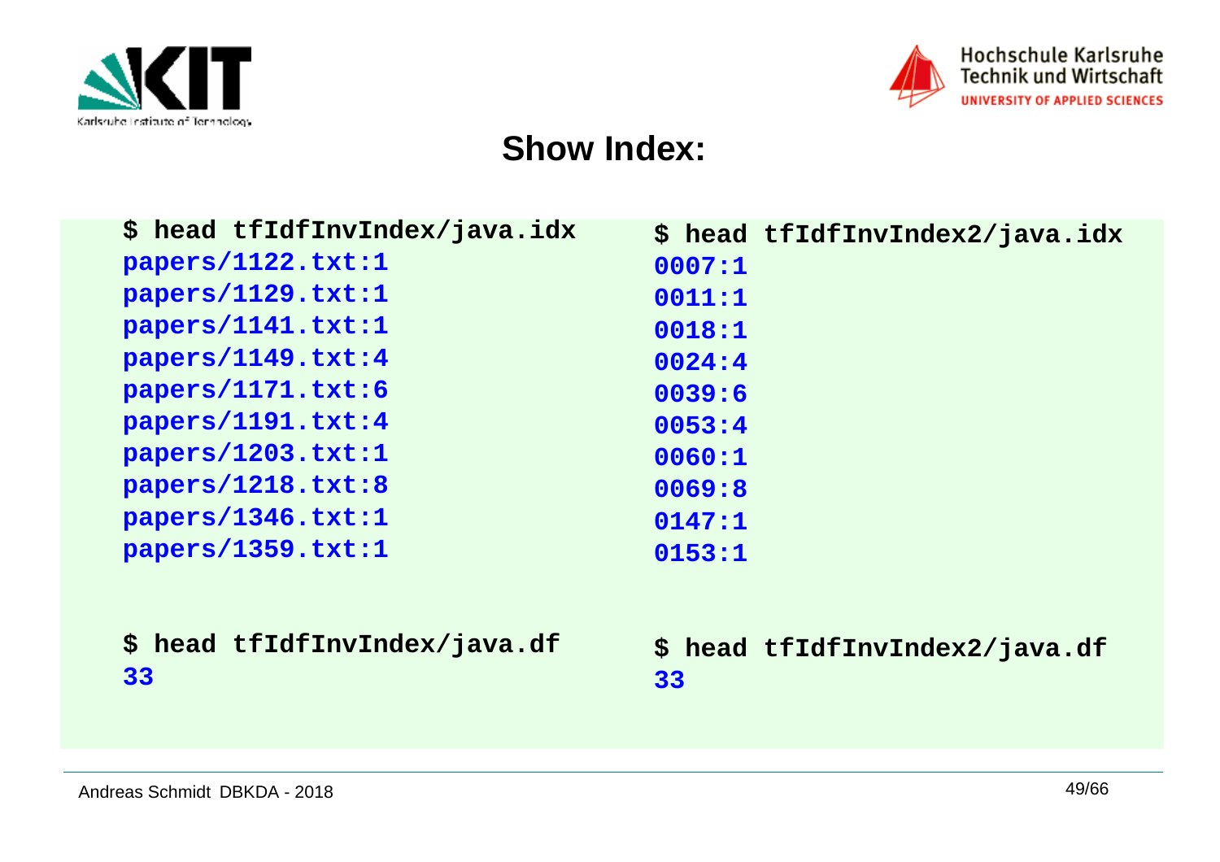# Show Index:

```
$ head tfIdfInvIndex/java.idx
papers/1122.txt:1
papers/1129.txt:1
papers/1141.txt:1
papers/1149.txt:4
papers/1171.txt:6
papers/1191.txt:4
papers/1203.txt:1
papers/1218.txt:8
papers/1346.txt:1
papers/1359.txt:1
```

```
$ head tfIdfInvIndex2/java.idx
0007:1
0011:1
0018:1
0024:4
0039:6
0053:4
0060:1
0069:8
0147:1
0153:1
```

```
$ head tfIdfInvIndex/java.df
33
```

```
$ head tfIdfInvIndex2/java.df
33
```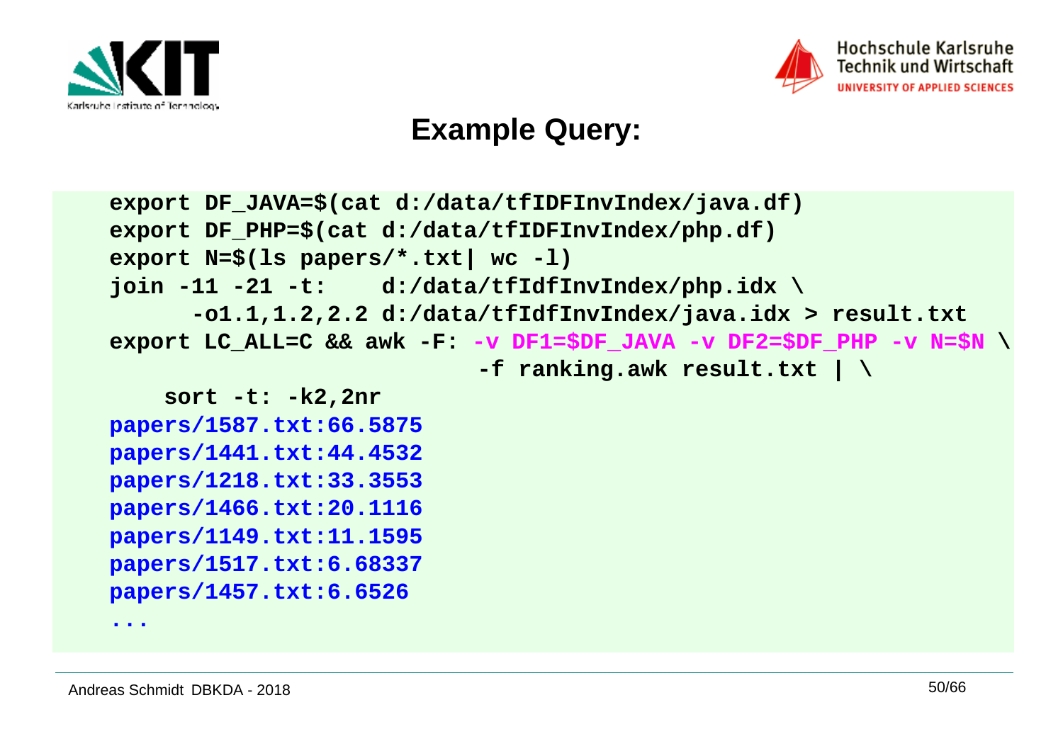## Example Query:

```
export DF_JAVA=$(cat d:/data/tfIDFInvIndex/java.df)
export DF_PHP=$(cat d:/data/tfIDFInvIndex/php.df)
export N=$(ls papers/*.txt| wc -l)
join -11 -21 -t:    d:/data/tfIdfInvIndex/php.idx \
      -o1.1,1.2,2.2 d:/data/tfIdfInvIndex/java.idx > result.txt
export LC_ALL=C && awk -F: -v DF1=$DF_JAVA -v DF2=$DF_PHP -v N=$N \
                          -f ranking.awk result.txt | \
    sort -t: -k2,2nr
papers/1587.txt:66.5875
papers/1441.txt:44.4532
papers/1218.txt:33.3553
papers/1466.txt:20.1116
papers/1149.txt:11.1595
papers/1517.txt:6.68337
papers/1457.txt:6.6526
...
```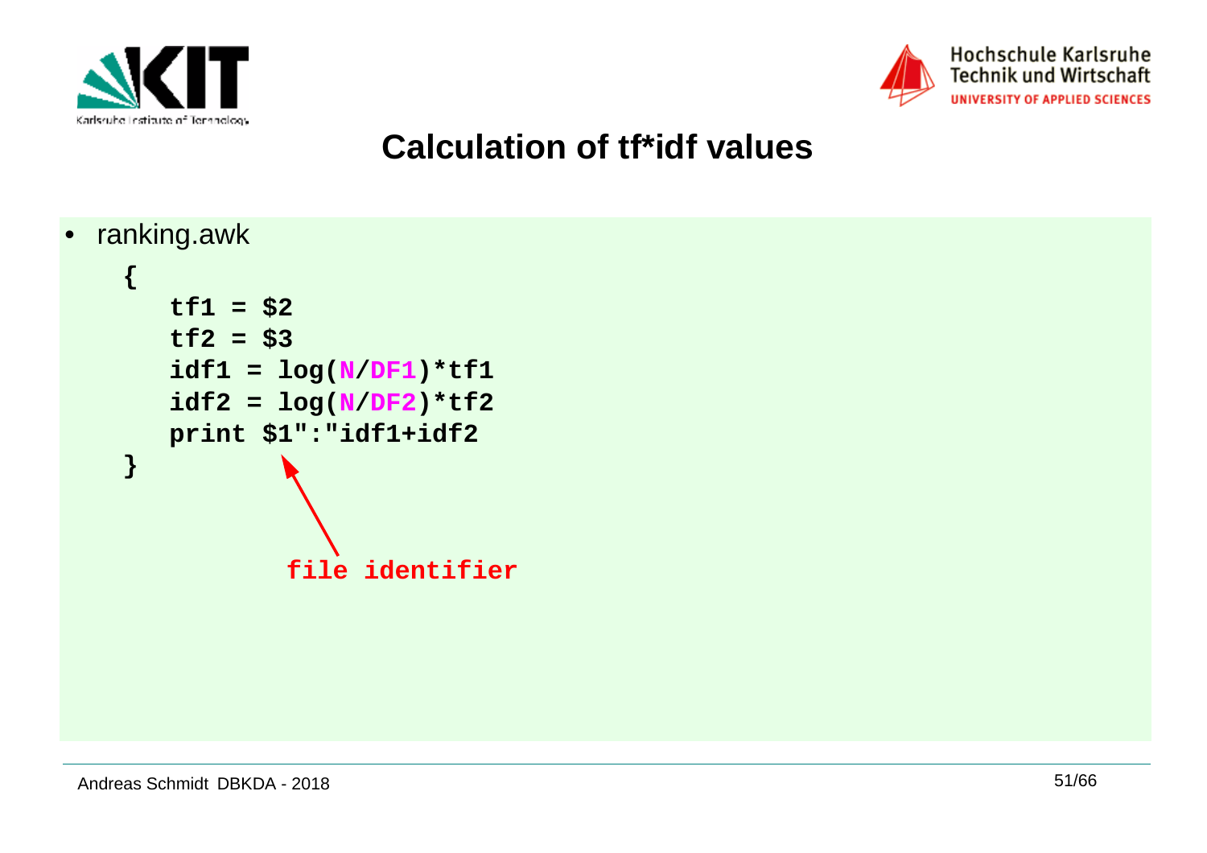# Calculation of tf*idf values

- ranking.awk

```
{
   tf1 = $2
   tf2 = $3
   idf1 = log(N/DF1)*tf1
   idf2 = log(N/DF2)*tf2
   print $1":"idf1+idf2
}
```

file identifier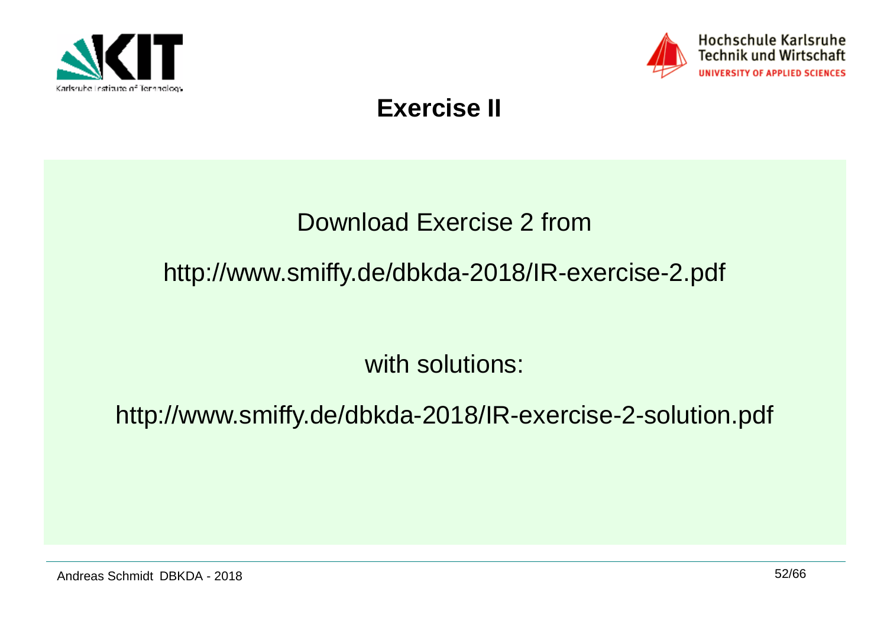# Exercise II

Download Exercise 2 from

http://www.smiffy.de/dbkda-2018/IR-exercise-2.pdf

with solutions:

http://www.smiffy.de/dbkda-2018/IR-exercise-2-solution.pdf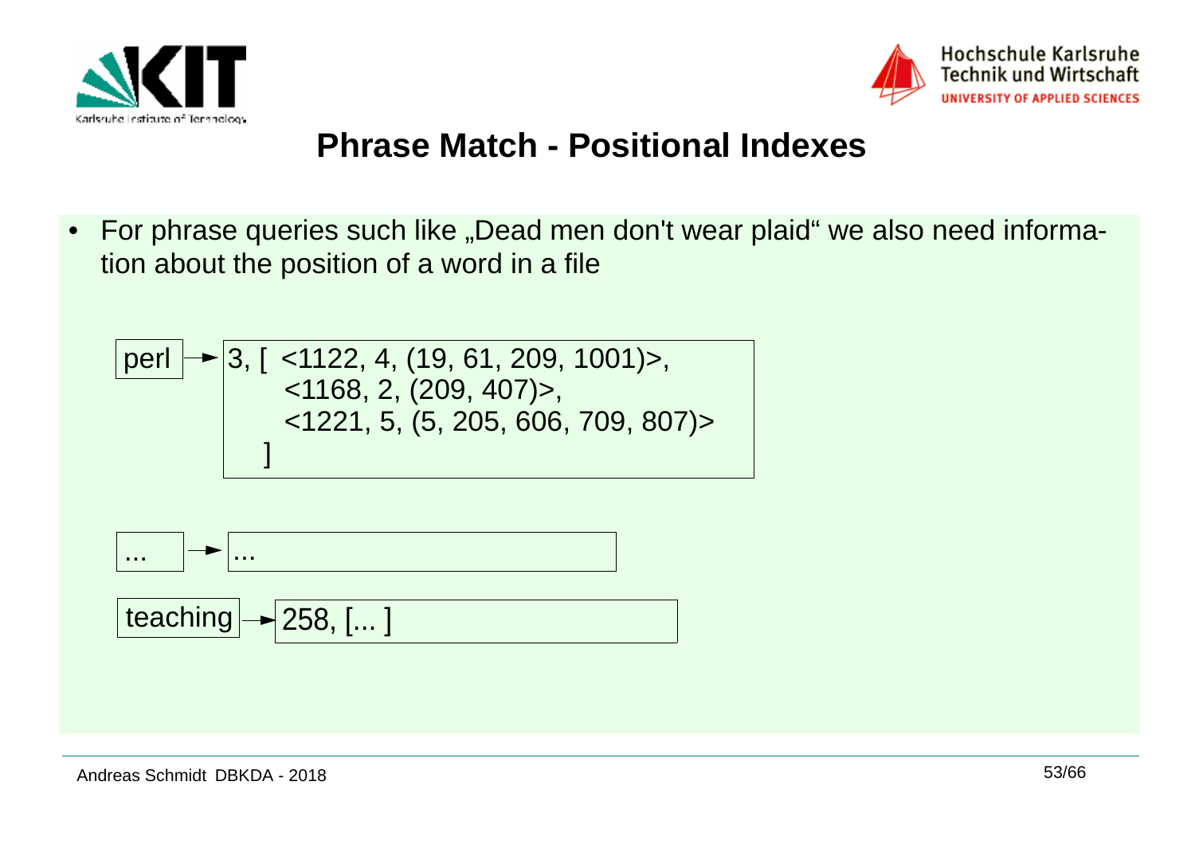# Phrase Match - Positional Indexes

- For phrase queries such like „Dead men don't wear plaid“ we also need information about the position of a word in a file

```
perl     -> 3, [ <1122, 4, (19, 61, 209, 1001)>,
                 <1168, 2, (209, 407)>,
                 <1221, 5, (5, 205, 606, 709, 807)>
               ]

...      -> ...

teaching -> 258, [... ]
```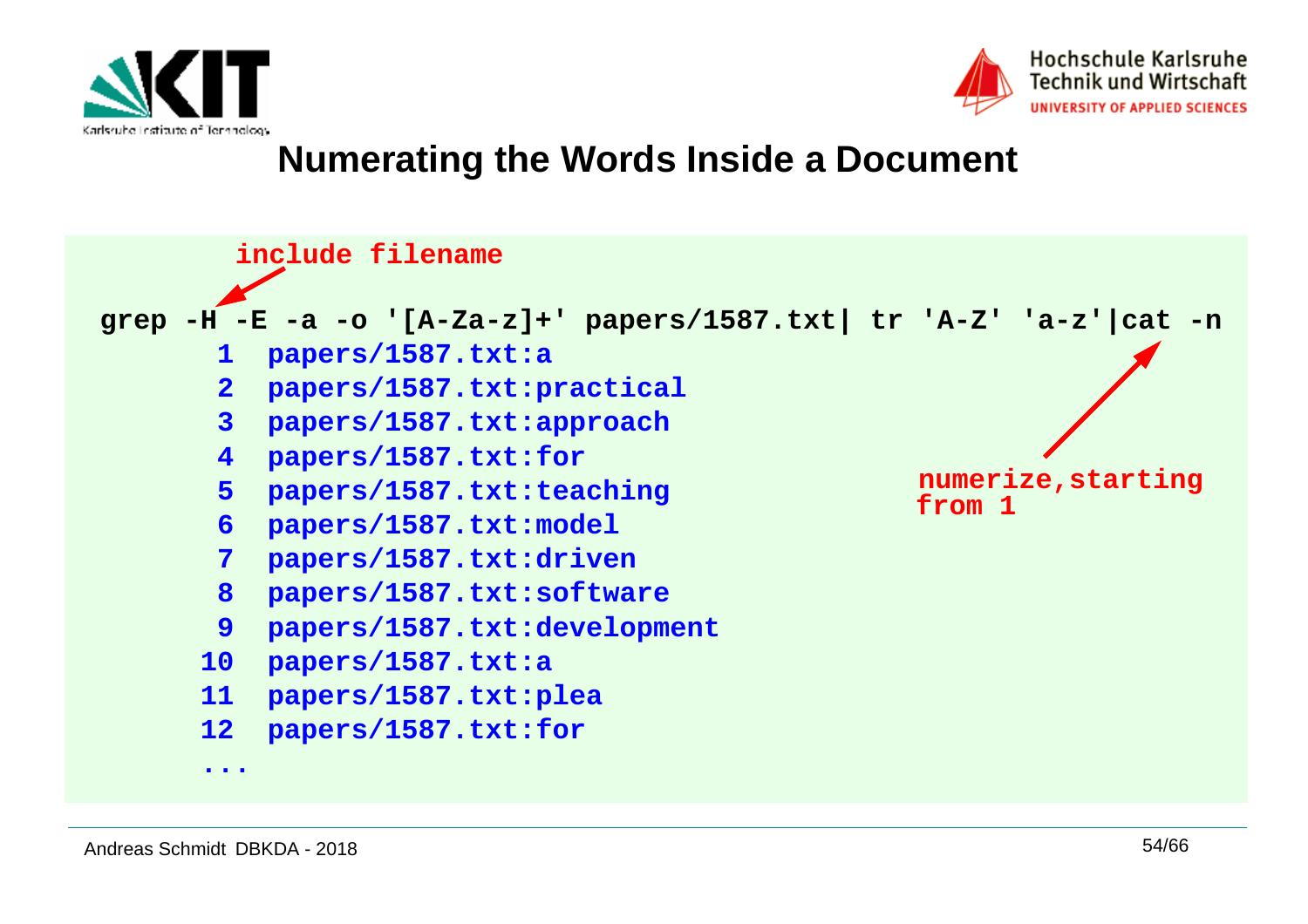# Numerating the Words Inside a Document

include filename

```
grep -H -E -a -o '[A-Za-z]+' papers/1587.txt| tr 'A-Z' 'a-z'|cat -n
     1  papers/1587.txt:a
     2  papers/1587.txt:practical
     3  papers/1587.txt:approach
     4  papers/1587.txt:for
     5  papers/1587.txt:teaching
     6  papers/1587.txt:model
     7  papers/1587.txt:driven
     8  papers/1587.txt:software
     9  papers/1587.txt:development
    10  papers/1587.txt:a
    11  papers/1587.txt:plea
    12  papers/1587.txt:for
   ...
```

numerize,starting from 1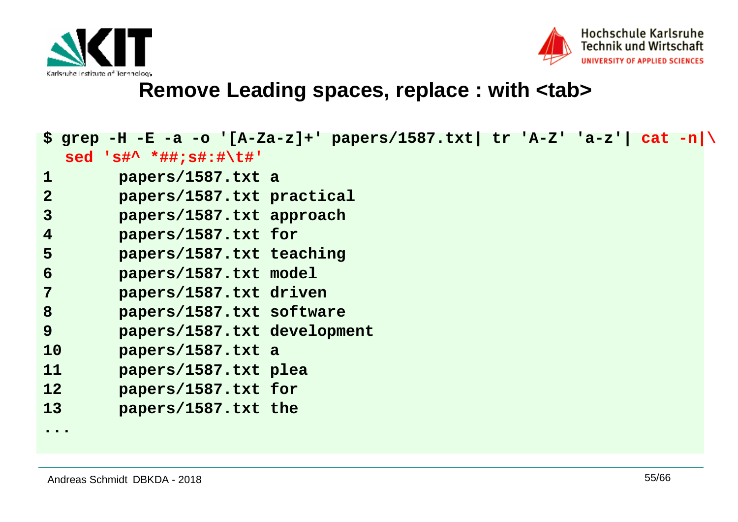# Remove Leading spaces, replace : with <tab>

```
$ grep -H -E -a -o '[A-Za-z]+' papers/1587.txt| tr 'A-Z' 'a-z'| cat -n|\
  sed 's#^ *##;s#:#\t#'
1       papers/1587.txt a
2       papers/1587.txt practical
3       papers/1587.txt approach
4       papers/1587.txt for
5       papers/1587.txt teaching
6       papers/1587.txt model
7       papers/1587.txt driven
8       papers/1587.txt software
9       papers/1587.txt development
10      papers/1587.txt a
11      papers/1587.txt plea
12      papers/1587.txt for
13      papers/1587.txt the
...
```

Andreas Schmidt DBKDA - 2018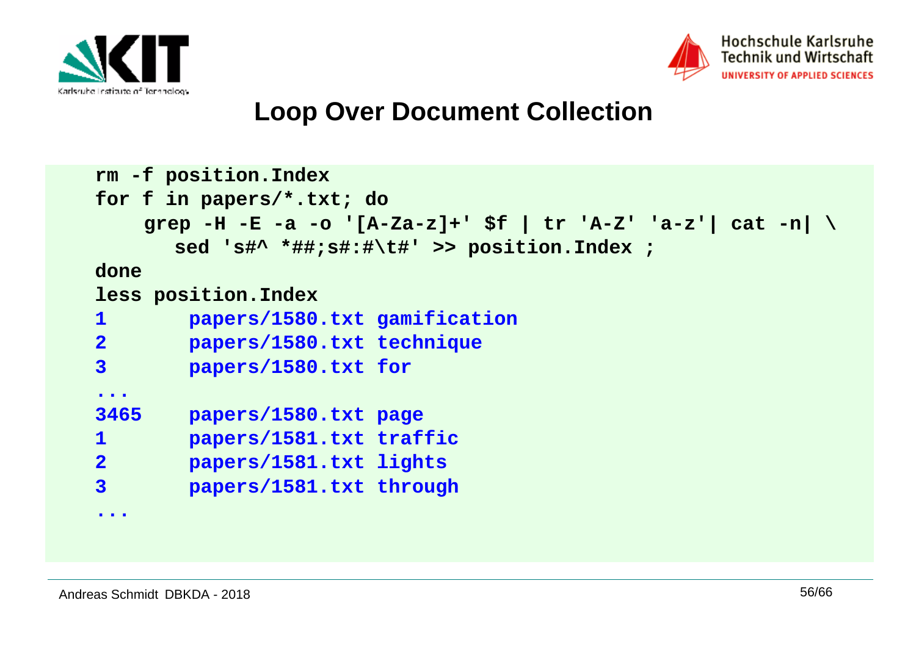# Loop Over Document Collection

```
rm -f position.Index
for f in papers/*.txt; do
    grep -H -E -a -o '[A-Za-z]+' $f | tr 'A-Z' 'a-z'| cat -n| \
      sed 's#^ *##;s#:#\t#' >> position.Index ;
done
less position.Index
1       papers/1580.txt gamification
2       papers/1580.txt technique
3       papers/1580.txt for
...
3465    papers/1580.txt page
1       papers/1581.txt traffic
2       papers/1581.txt lights
3       papers/1581.txt through
...
```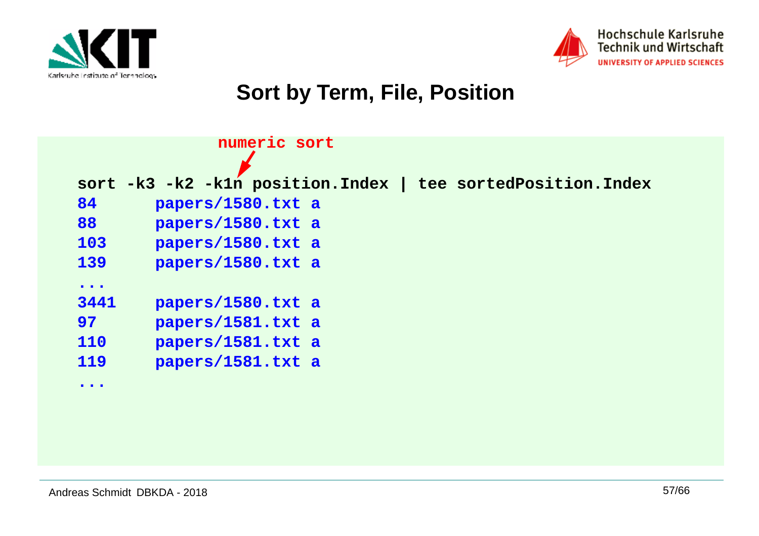# Sort by Term, File, Position

numeric sort

```
sort -k3 -k2 -k1n position.Index | tee sortedPosition.Index
84      papers/1580.txt a
88      papers/1580.txt a
103     papers/1580.txt a
139     papers/1580.txt a
...
3441    papers/1580.txt a
97      papers/1581.txt a
110     papers/1581.txt a
119     papers/1581.txt a
...
```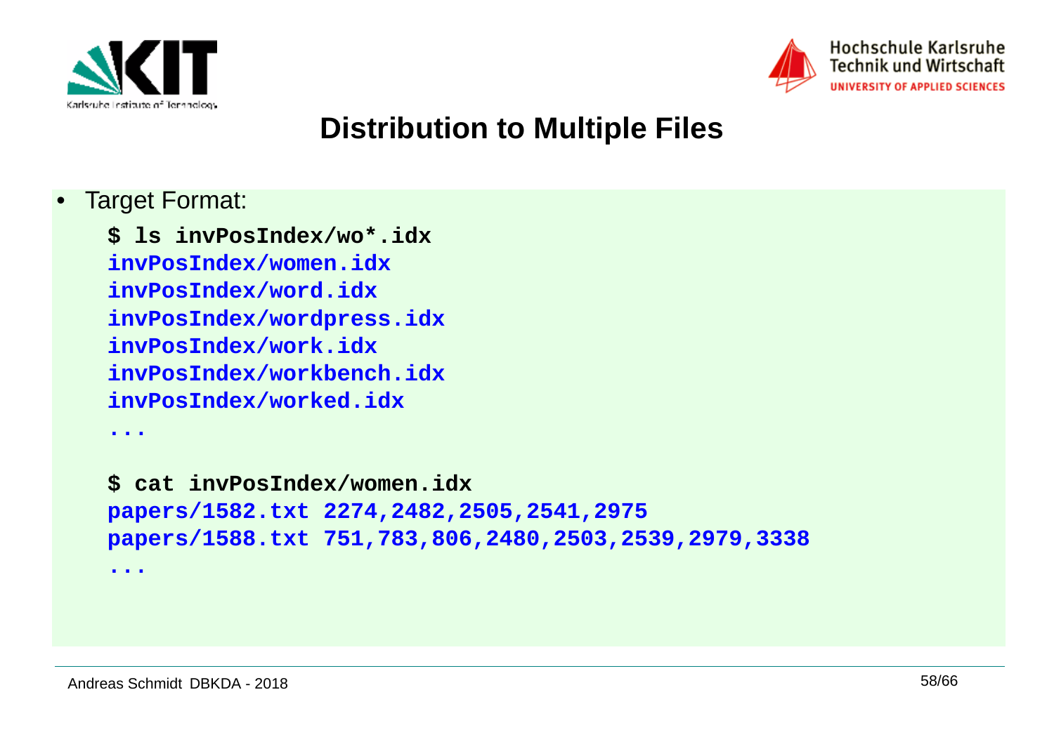# Distribution to Multiple Files

- Target Format:

```
$ ls invPosIndex/wo*.idx
invPosIndex/women.idx
invPosIndex/word.idx
invPosIndex/wordpress.idx
invPosIndex/work.idx
invPosIndex/workbench.idx
invPosIndex/worked.idx
...

$ cat invPosIndex/women.idx
papers/1582.txt 2274,2482,2505,2541,2975
papers/1588.txt 751,783,806,2480,2503,2539,2979,3338
...
```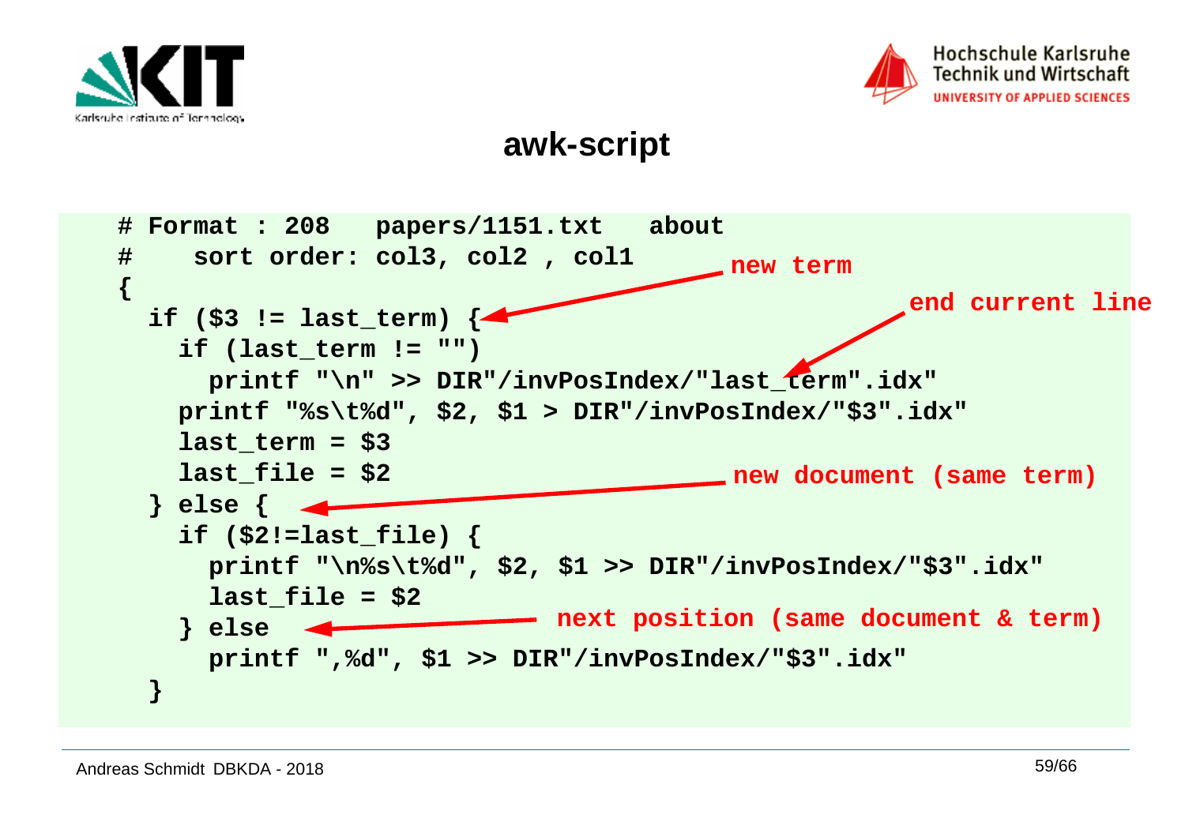## awk-script

```
# Format : 208   papers/1151.txt   about
#    sort order: col3, col2 , col1
{
  if ($3 != last_term) {
    if (last_term != "")
      printf "\n" >> DIR"/invPosIndex/"last_term".idx"
    printf "%s\t%d", $2, $1 > DIR"/invPosIndex/"$3".idx"
    last_term = $3
    last_file = $2
  } else {
    if ($2!=last_file) {
      printf "\n%s\t%d", $2, $1 >> DIR"/invPosIndex/"$3".idx"
      last_file = $2
    } else
      printf ",%d", $1 >> DIR"/invPosIndex/"$3".idx"
  }
```

Annotations:
- **new term** → `if ($3 != last_term) {`
- **end current line** → `printf "\n" >> DIR"/invPosIndex/"last_term".idx"`
- **new document (same term)** → `} else {`
- **next position (same document & term)** → `} else`

Andreas Schmidt DBKDA - 2018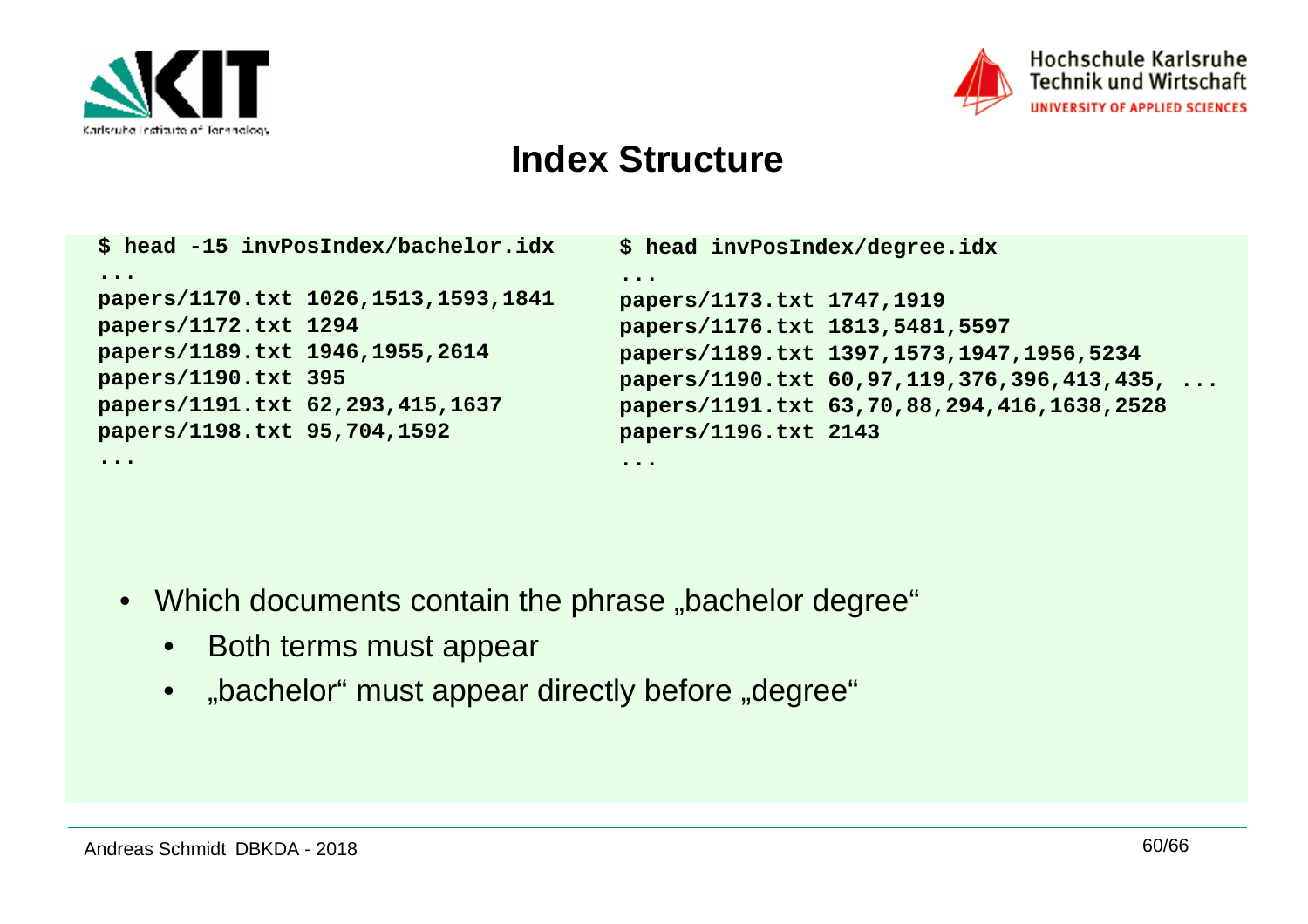# Index Structure

```
$ head -15 invPosIndex/bachelor.idx
...
papers/1170.txt 1026,1513,1593,1841
papers/1172.txt 1294
papers/1189.txt 1946,1955,2614
papers/1190.txt 395
papers/1191.txt 62,293,415,1637
papers/1198.txt 95,704,1592
...
```

```
$ head invPosIndex/degree.idx
...
papers/1173.txt 1747,1919
papers/1176.txt 1813,5481,5597
papers/1189.txt 1397,1573,1947,1956,5234
papers/1190.txt 60,97,119,376,396,413,435, ...
papers/1191.txt 63,70,88,294,416,1638,2528
papers/1196.txt 2143
...
```

- Which documents contain the phrase „bachelor degree“
  - Both terms must appear
  - „bachelor“ must appear directly before „degree“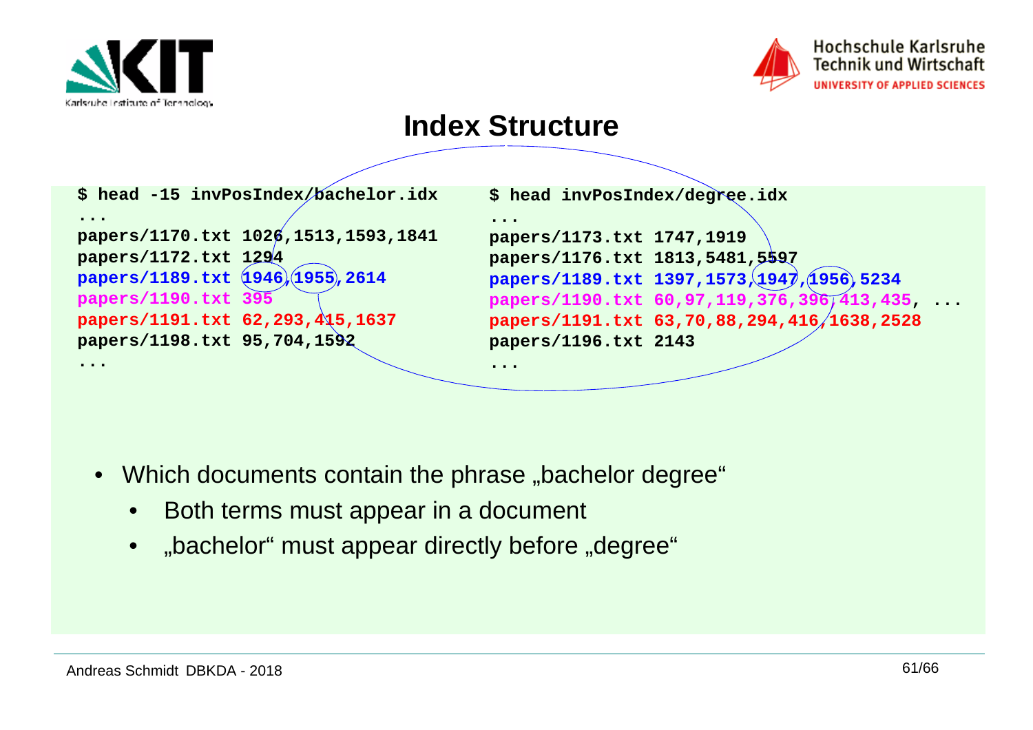# Index Structure

```
$ head -15 invPosIndex/bachelor.idx
...
papers/1170.txt 1026,1513,1593,1841
papers/1172.txt 1294
papers/1189.txt 1946,1955,2614
papers/1190.txt 395
papers/1191.txt 62,293,415,1637
papers/1198.txt 95,704,1592
...
```

```
$ head invPosIndex/degree.idx
...
papers/1173.txt 1747,1919
papers/1176.txt 1813,5481,5597
papers/1189.txt 1397,1573,1947,1956,5234
papers/1190.txt 60,97,119,376,396,413,435, ...
papers/1191.txt 63,70,88,294,416,1638,2528
papers/1196.txt 2143
...
```

- Which documents contain the phrase „bachelor degree“
  - Both terms must appear in a document
  - „bachelor“ must appear directly before „degree“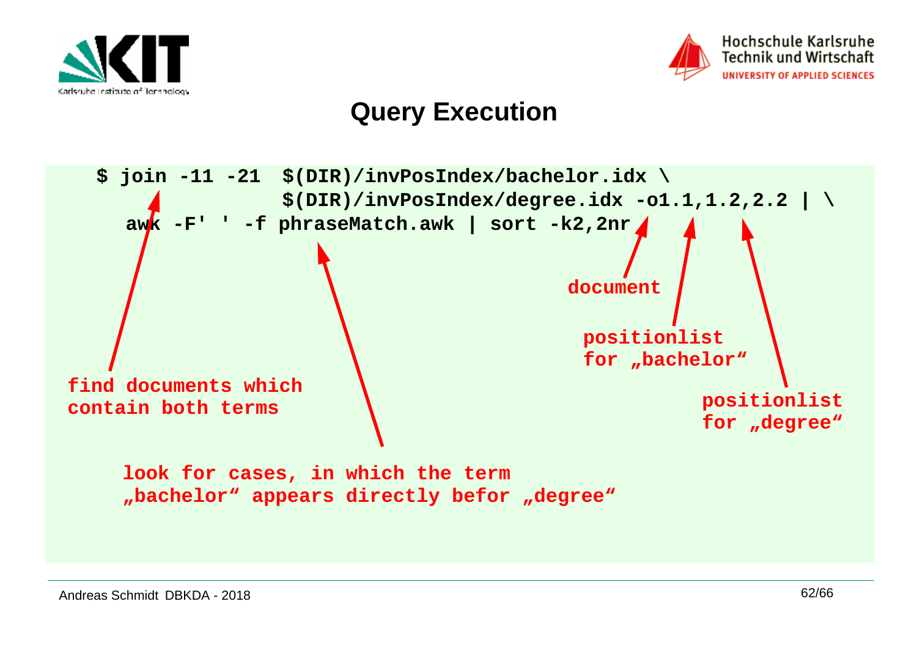# Query Execution

```
$ join -11 -21  $(DIR)/invPosIndex/bachelor.idx \
                $(DIR)/invPosIndex/degree.idx -o1.1,1.2,2.2 | \
   awk -F' ' -f phraseMatch.awk | sort -k2,2nr
```

- **join**: find documents which contain both terms
- **awk -F' ' -f phraseMatch.awk**: look for cases, in which the term „bachelor" appears directly befor „degree"
- **1.1**: document
- **1.2**: positionlist for „bachelor"
- **2.2**: positionlist for „degree"

Andreas Schmidt DBKDA - 2018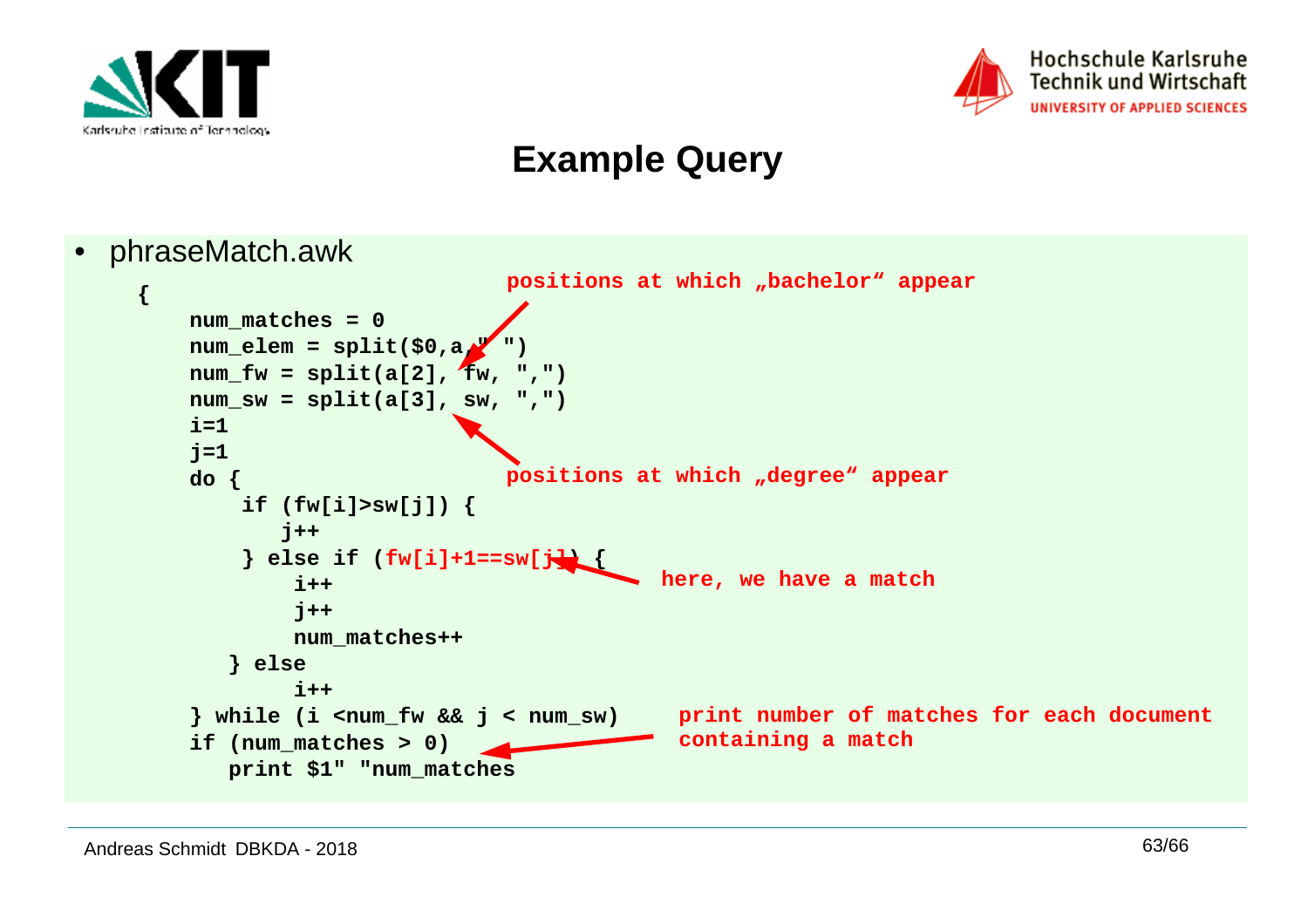# Example Query

- phraseMatch.awk

```
{
    num_matches = 0
    num_elem = split($0,a," ")
    num_fw = split(a[2], fw, ",")
    num_sw = split(a[3], sw, ",")
    i=1
    j=1
    do {
        if (fw[i]>sw[j]) {
           j++
        } else if (fw[i]+1==sw[j]) {
            i++
            j++
            num_matches++
       } else
            i++
    } while (i <num_fw && j < num_sw)
    if (num_matches > 0)
       print $1" "num_matches
```

Annotations:

- positions at which „bachelor“ appear (fw)
- positions at which „degree“ appear (sw)
- here, we have a match (fw[i]+1==sw[j])
- print number of matches for each document containing a match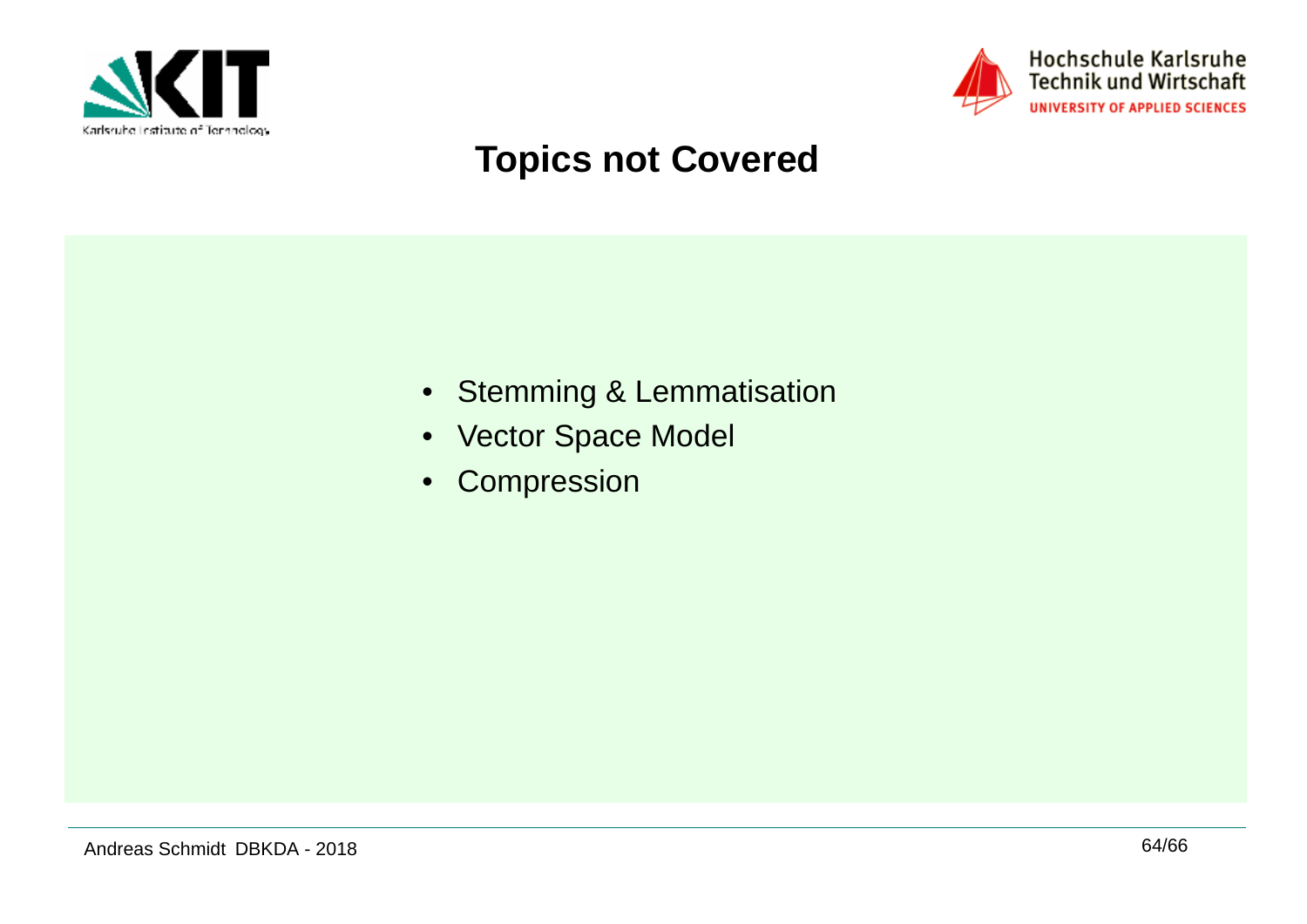# Topics not Covered

- Stemming & Lemmatisation
- Vector Space Model
- Compression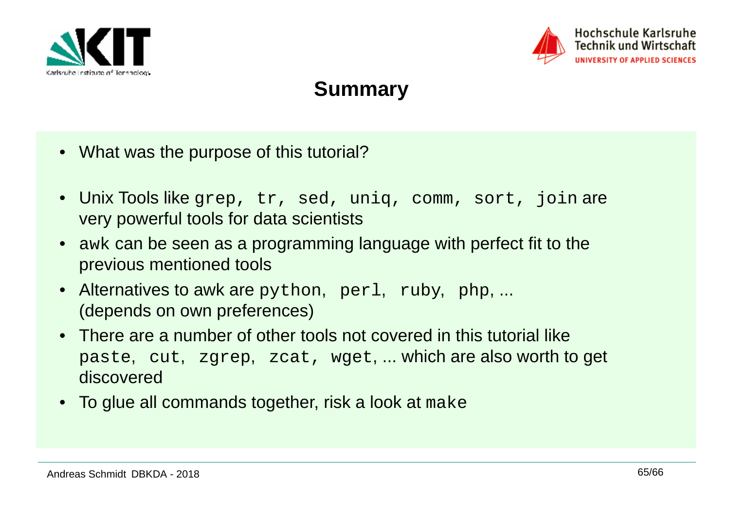# Summary

- What was the purpose of this tutorial?
- Unix Tools like `grep, tr, sed, uniq, comm, sort, join` are very powerful tools for data scientists
- `awk` can be seen as a programming language with perfect fit to the previous mentioned tools
- Alternatives to awk are `python`, `perl`, `ruby`, `php`, ... (depends on own preferences)
- There are a number of other tools not covered in this tutorial like `paste`, `cut`, `zgrep`, `zcat, wget`, ... which are also worth to get discovered
- To glue all commands together, risk a look at `make`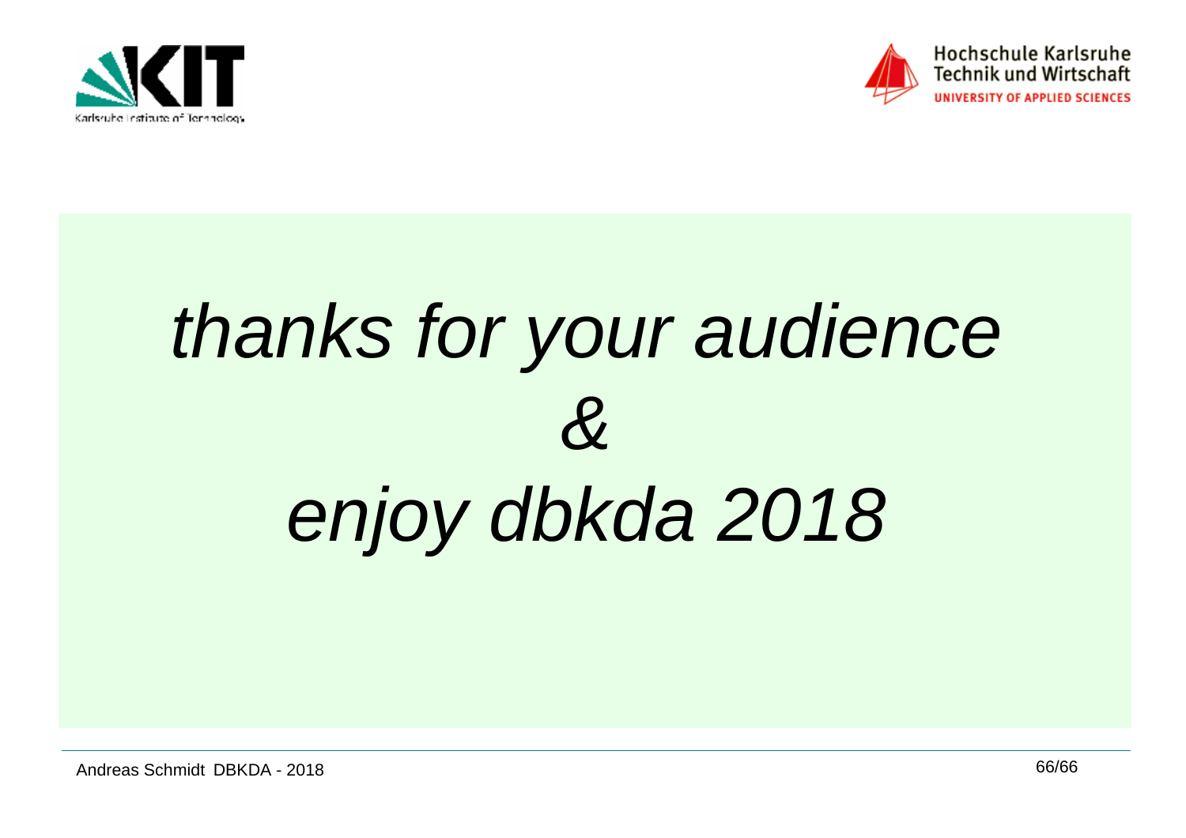*thanks for your audience*

*&*

*enjoy dbkda 2018*